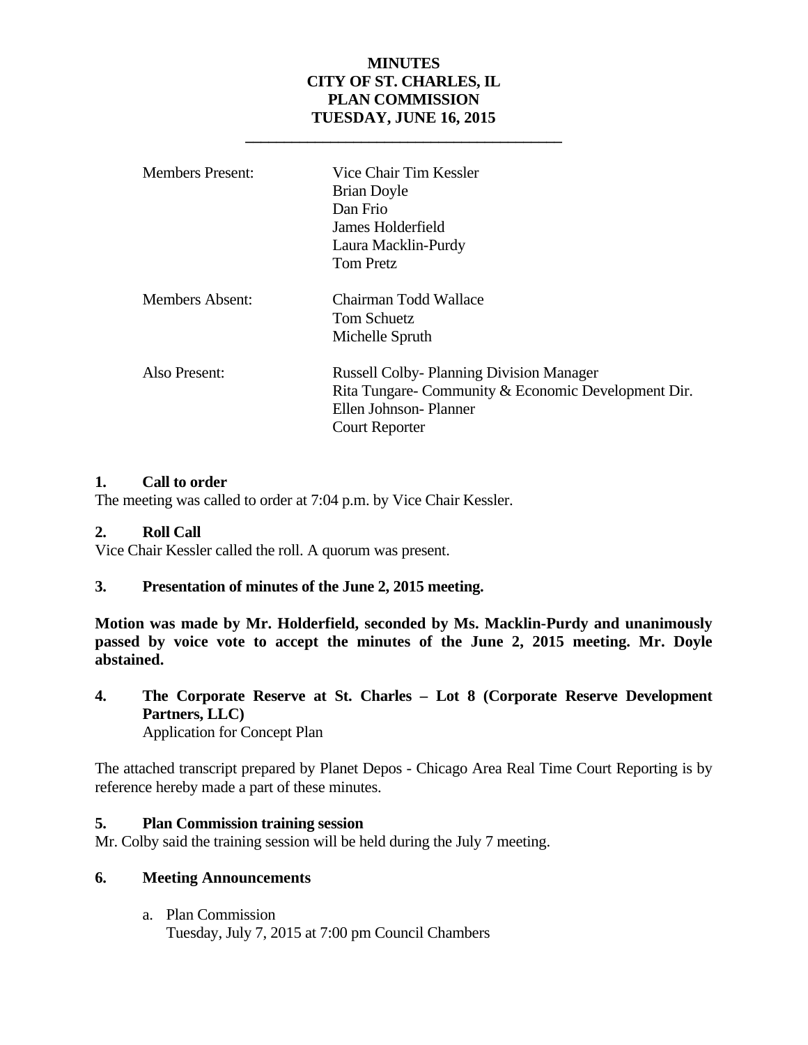# MINUTES
# CITY OF ST. CHARLES, IL
# PLAN COMMISSION
# TUESDAY, JUNE 16, 2015

---

| | |
|---|---|
| Members Present: | Vice Chair Tim Kessler<br>Brian Doyle<br>Dan Frio<br>James Holderfield<br>Laura Macklin-Purdy<br>Tom Pretz |
| Members Absent: | Chairman Todd Wallace<br>Tom Schuetz<br>Michelle Spruth |
| Also Present: | Russell Colby- Planning Division Manager<br>Rita Tungare- Community & Economic Development Dir.<br>Ellen Johnson- Planner<br>Court Reporter |

## 1. Call to order

The meeting was called to order at 7:04 p.m. by Vice Chair Kessler.

## 2. Roll Call

Vice Chair Kessler called the roll. A quorum was present.

## 3. Presentation of minutes of the June 2, 2015 meeting.

**Motion was made by Mr. Holderfield, seconded by Ms. Macklin-Purdy and unanimously passed by voice vote to accept the minutes of the June 2, 2015 meeting. Mr. Doyle abstained.**

## 4. The Corporate Reserve at St. Charles – Lot 8 (Corporate Reserve Development Partners, LLC)

Application for Concept Plan

The attached transcript prepared by Planet Depos - Chicago Area Real Time Court Reporting is by reference hereby made a part of these minutes.

## 5. Plan Commission training session

Mr. Colby said the training session will be held during the July 7 meeting.

## 6. Meeting Announcements

a. Plan Commission
   Tuesday, July 7, 2015 at 7:00 pm Council Chambers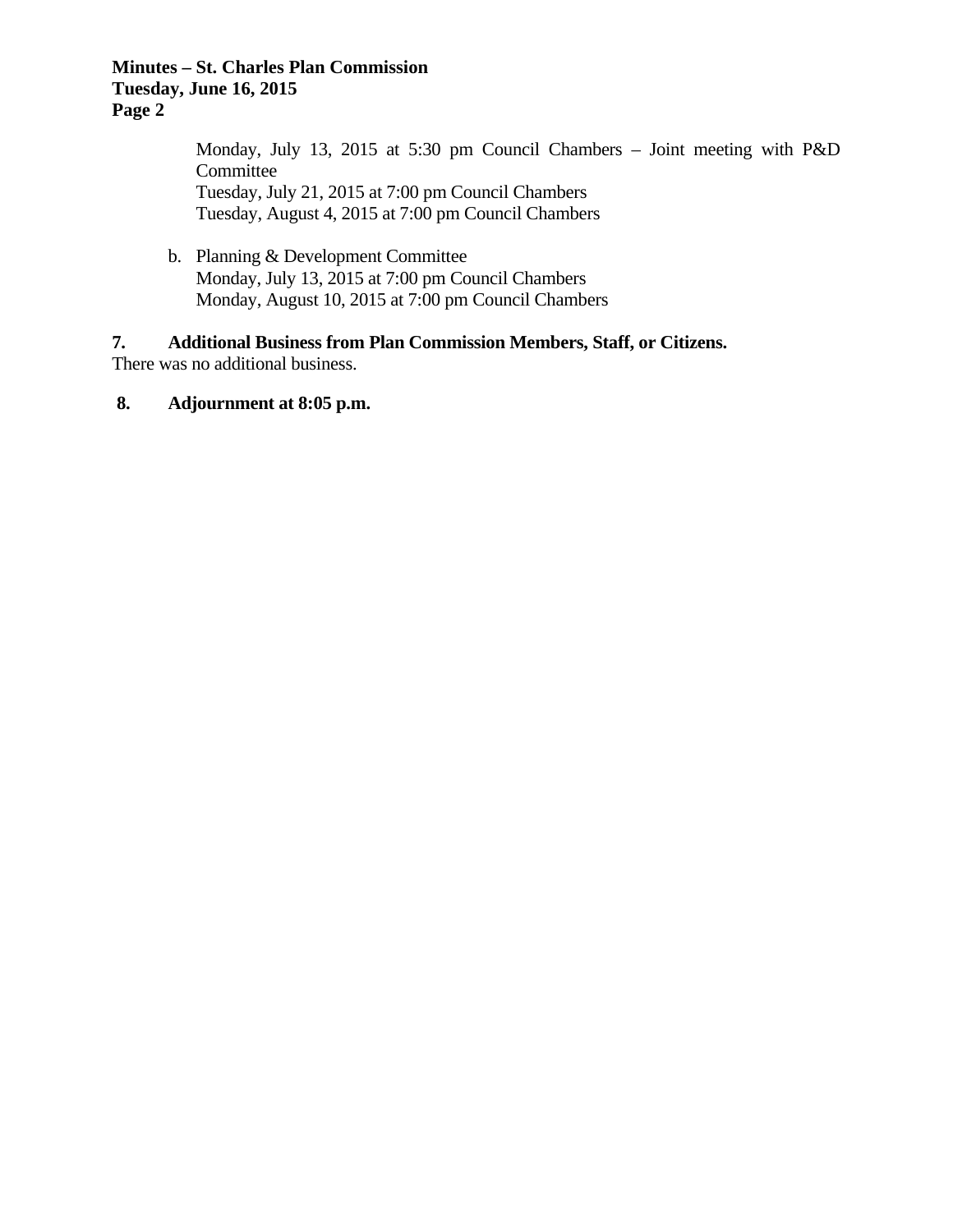Monday, July 13, 2015 at 5:30 pm Council Chambers – Joint meeting with P&D Committee
Tuesday, July 21, 2015 at 7:00 pm Council Chambers
Tuesday, August 4, 2015 at 7:00 pm Council Chambers

b. Planning & Development Committee
   Monday, July 13, 2015 at 7:00 pm Council Chambers
   Monday, August 10, 2015 at 7:00 pm Council Chambers

**7. Additional Business from Plan Commission Members, Staff, or Citizens.**

There was no additional business.

**8. Adjournment at 8:05 p.m.**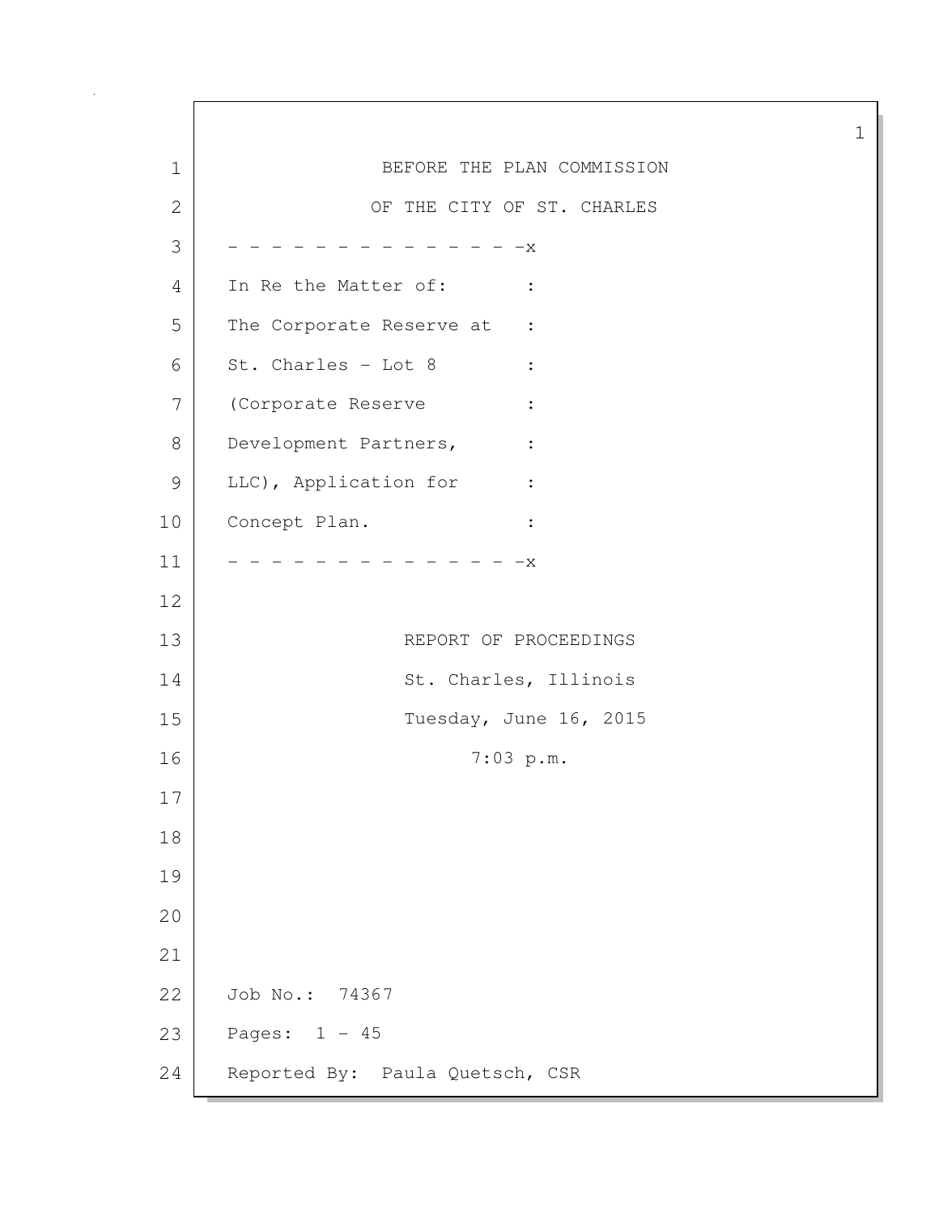BEFORE THE PLAN COMMISSION

OF THE CITY OF ST. CHARLES

- - - - - - - - - - - - - - -x

In Re the Matter of: :
The Corporate Reserve at :
St. Charles - Lot 8 :
(Corporate Reserve :
Development Partners, :
LLC), Application for :
Concept Plan. :

- - - - - - - - - - - - - - -x

REPORT OF PROCEEDINGS

St. Charles, Illinois

Tuesday, June 16, 2015

7:03 p.m.

Job No.: 74367

Pages: 1 - 45

Reported By: Paula Quetsch, CSR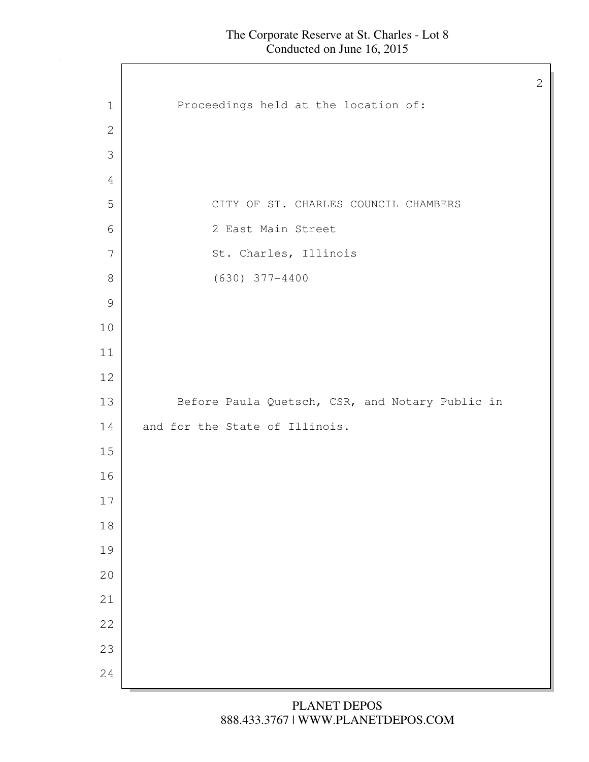Proceedings held at the location of:

CITY OF ST. CHARLES COUNCIL CHAMBERS
2 East Main Street
St. Charles, Illinois
(630) 377-4400

Before Paula Quetsch, CSR, and Notary Public in and for the State of Illinois.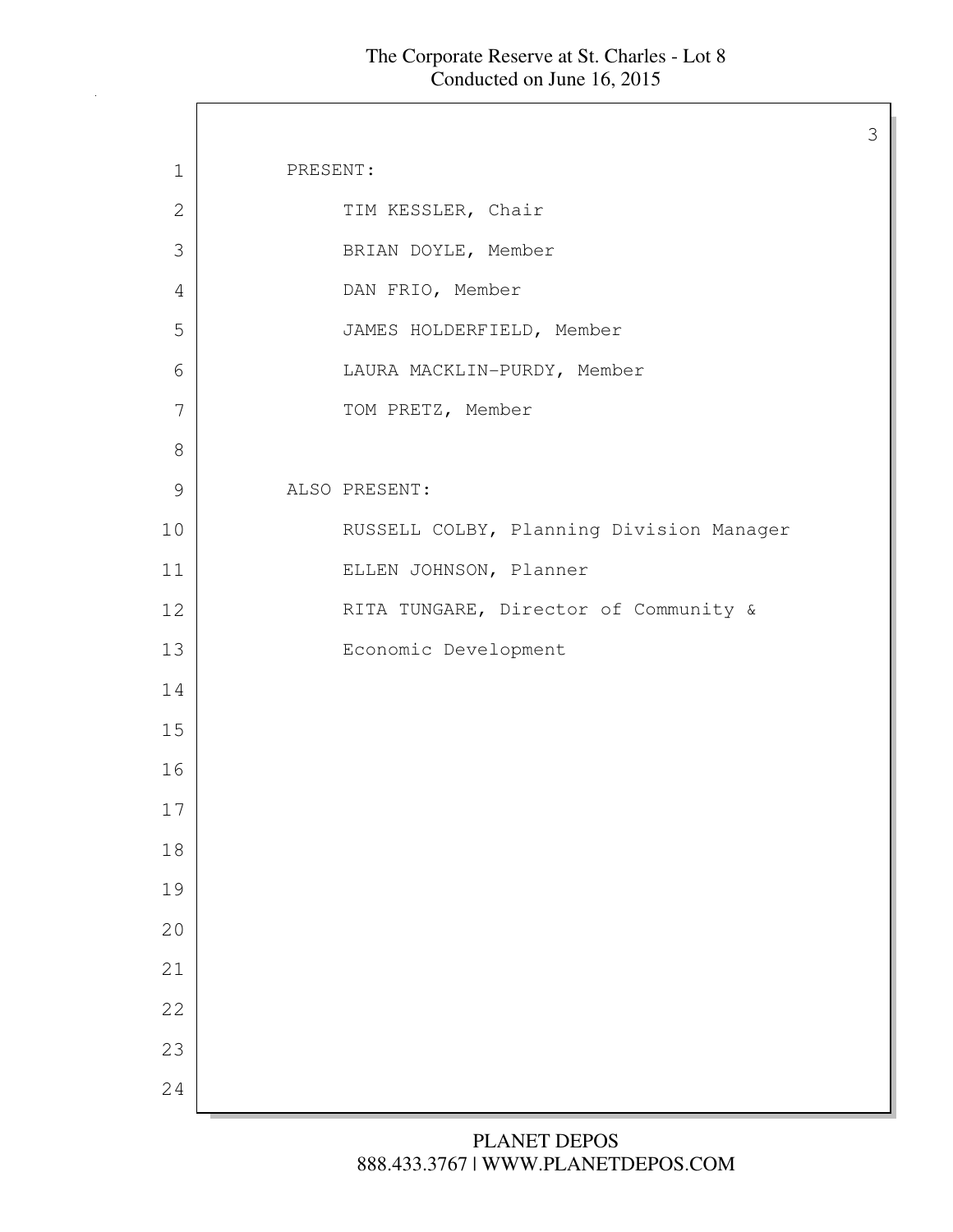PRESENT:

TIM KESSLER, Chair

BRIAN DOYLE, Member

DAN FRIO, Member

JAMES HOLDERFIELD, Member

LAURA MACKLIN-PURDY, Member

TOM PRETZ, Member

ALSO PRESENT:

RUSSELL COLBY, Planning Division Manager

ELLEN JOHNSON, Planner

RITA TUNGARE, Director of Community & Economic Development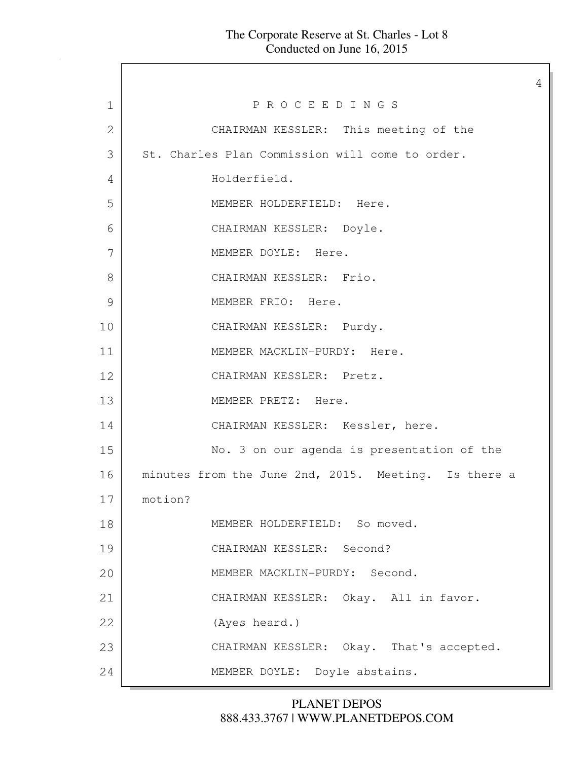P R O C E E D I N G S

CHAIRMAN KESSLER: This meeting of the St. Charles Plan Commission will come to order.

Holderfield.

MEMBER HOLDERFIELD: Here.

CHAIRMAN KESSLER: Doyle.

MEMBER DOYLE: Here.

CHAIRMAN KESSLER: Frio.

MEMBER FRIO: Here.

CHAIRMAN KESSLER: Purdy.

MEMBER MACKLIN-PURDY: Here.

CHAIRMAN KESSLER: Pretz.

MEMBER PRETZ: Here.

CHAIRMAN KESSLER: Kessler, here.

No. 3 on our agenda is presentation of the minutes from the June 2nd, 2015. Meeting. Is there a motion?

MEMBER HOLDERFIELD: So moved.

CHAIRMAN KESSLER: Second?

MEMBER MACKLIN-PURDY: Second.

CHAIRMAN KESSLER: Okay. All in favor.

(Ayes heard.)

CHAIRMAN KESSLER: Okay. That's accepted.

MEMBER DOYLE: Doyle abstains.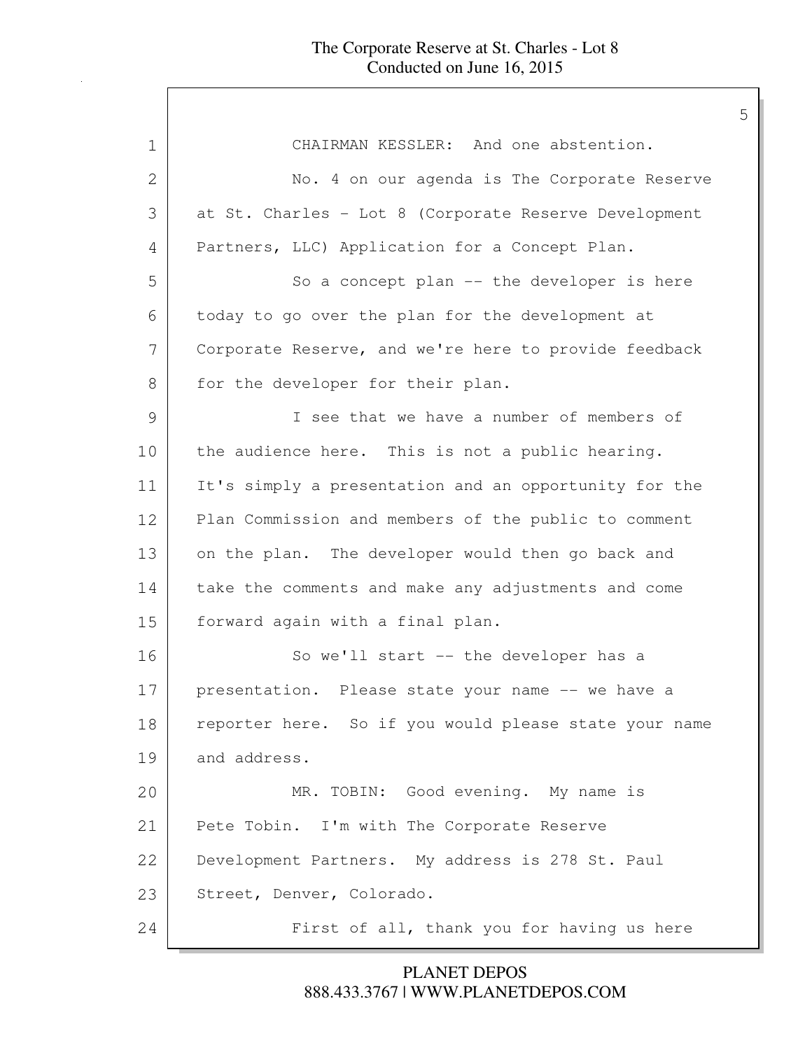CHAIRMAN KESSLER: And one abstention.

No. 4 on our agenda is The Corporate Reserve at St. Charles - Lot 8 (Corporate Reserve Development Partners, LLC) Application for a Concept Plan.

So a concept plan -- the developer is here today to go over the plan for the development at Corporate Reserve, and we're here to provide feedback for the developer for their plan.

I see that we have a number of members of the audience here. This is not a public hearing. It's simply a presentation and an opportunity for the Plan Commission and members of the public to comment on the plan. The developer would then go back and take the comments and make any adjustments and come forward again with a final plan.

So we'll start -- the developer has a presentation. Please state your name -- we have a reporter here. So if you would please state your name and address.

MR. TOBIN: Good evening. My name is Pete Tobin. I'm with The Corporate Reserve Development Partners. My address is 278 St. Paul Street, Denver, Colorado.

First of all, thank you for having us here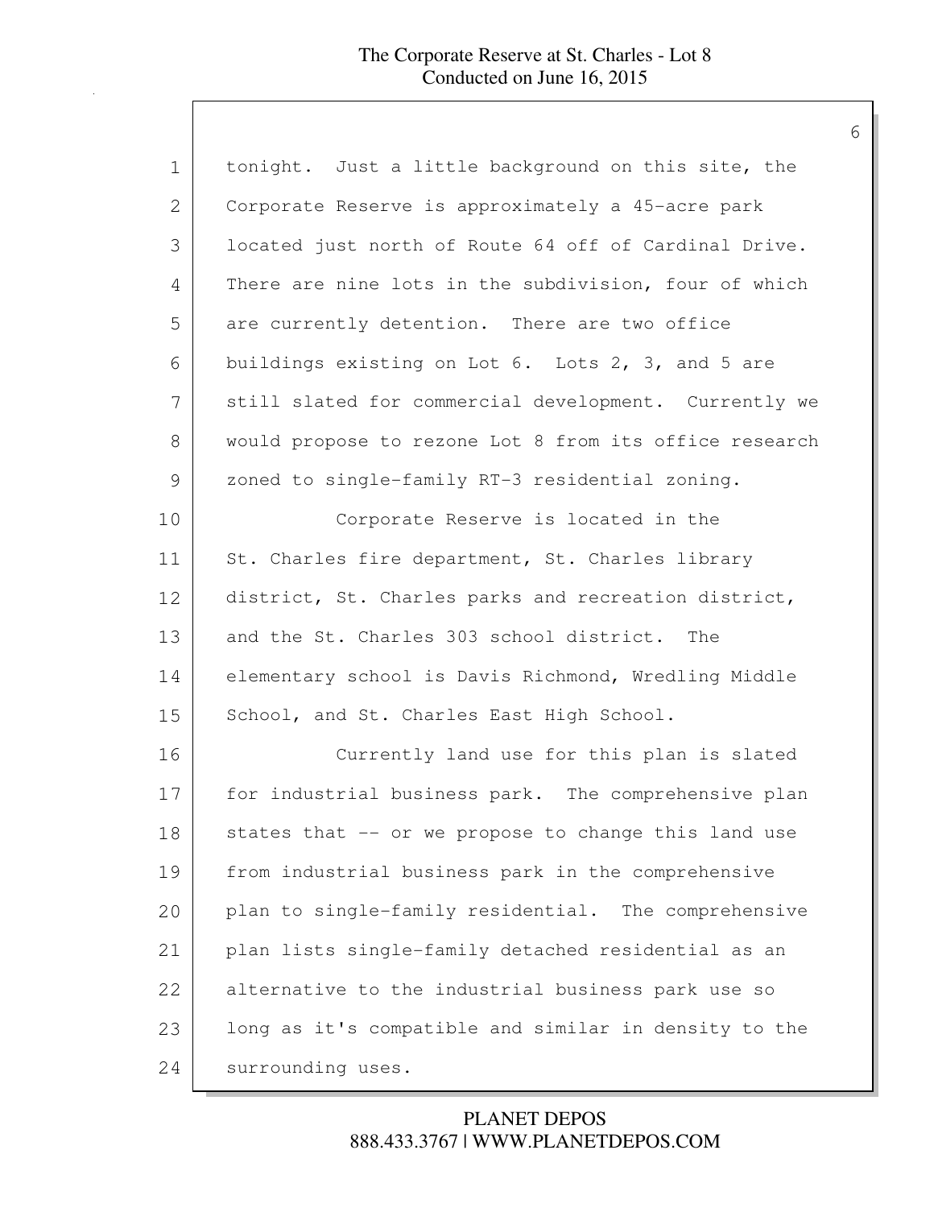tonight. Just a little background on this site, the Corporate Reserve is approximately a 45-acre park located just north of Route 64 off of Cardinal Drive. There are nine lots in the subdivision, four of which are currently detention. There are two office buildings existing on Lot 6. Lots 2, 3, and 5 are still slated for commercial development. Currently we would propose to rezone Lot 8 from its office research zoned to single-family RT-3 residential zoning.

Corporate Reserve is located in the St. Charles fire department, St. Charles library district, St. Charles parks and recreation district, and the St. Charles 303 school district. The elementary school is Davis Richmond, Wredling Middle School, and St. Charles East High School.

Currently land use for this plan is slated for industrial business park. The comprehensive plan states that -- or we propose to change this land use from industrial business park in the comprehensive plan to single-family residential. The comprehensive plan lists single-family detached residential as an alternative to the industrial business park use so long as it's compatible and similar in density to the surrounding uses.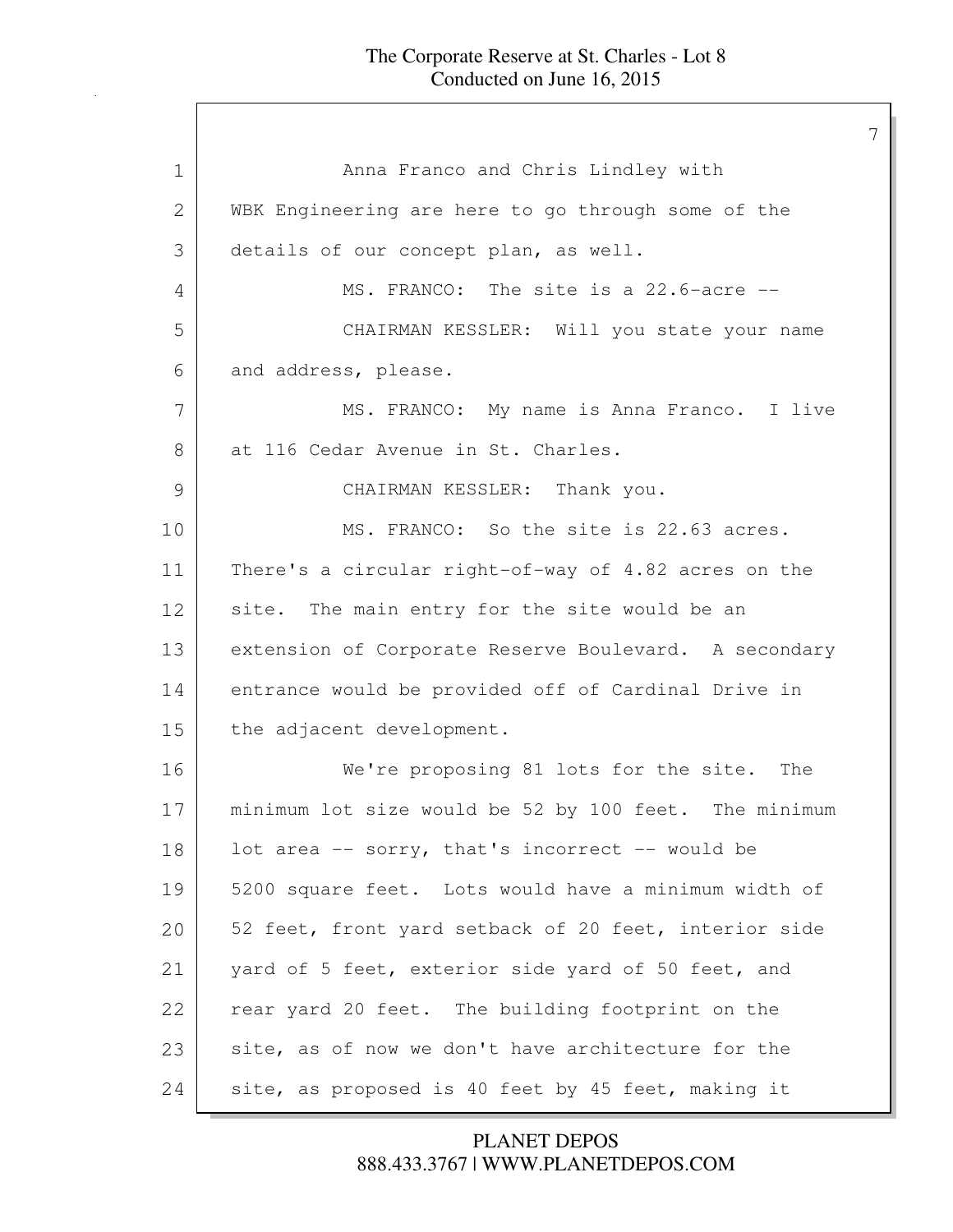Anna Franco and Chris Lindley with WBK Engineering are here to go through some of the details of our concept plan, as well.

MS. FRANCO: The site is a 22.6-acre --

CHAIRMAN KESSLER: Will you state your name and address, please.

MS. FRANCO: My name is Anna Franco. I live at 116 Cedar Avenue in St. Charles.

CHAIRMAN KESSLER: Thank you.

MS. FRANCO: So the site is 22.63 acres. There's a circular right-of-way of 4.82 acres on the site. The main entry for the site would be an extension of Corporate Reserve Boulevard. A secondary entrance would be provided off of Cardinal Drive in the adjacent development.

We're proposing 81 lots for the site. The minimum lot size would be 52 by 100 feet. The minimum lot area -- sorry, that's incorrect -- would be 5200 square feet. Lots would have a minimum width of 52 feet, front yard setback of 20 feet, interior side yard of 5 feet, exterior side yard of 50 feet, and rear yard 20 feet. The building footprint on the site, as of now we don't have architecture for the site, as proposed is 40 feet by 45 feet, making it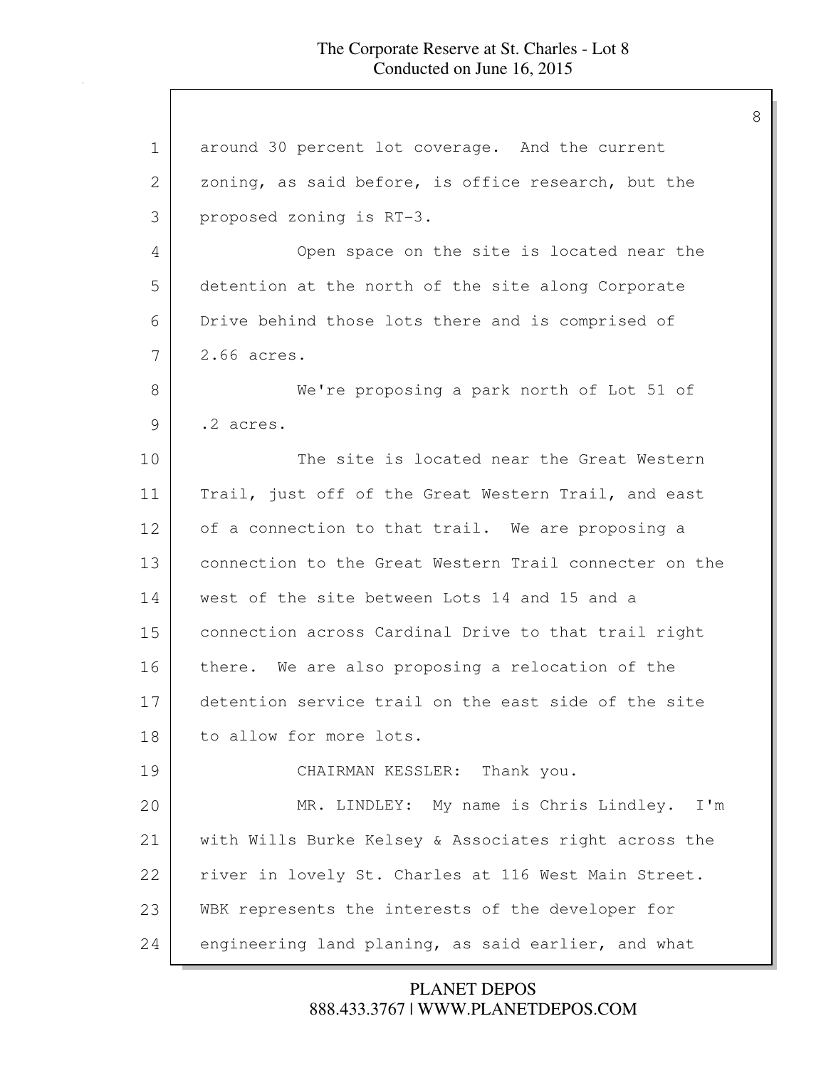around 30 percent lot coverage. And the current zoning, as said before, is office research, but the proposed zoning is RT-3.

Open space on the site is located near the detention at the north of the site along Corporate Drive behind those lots there and is comprised of 2.66 acres.

We're proposing a park north of Lot 51 of .2 acres.

The site is located near the Great Western Trail, just off of the Great Western Trail, and east of a connection to that trail. We are proposing a connection to the Great Western Trail connecter on the west of the site between Lots 14 and 15 and a connection across Cardinal Drive to that trail right there. We are also proposing a relocation of the detention service trail on the east side of the site to allow for more lots.

CHAIRMAN KESSLER: Thank you.

MR. LINDLEY: My name is Chris Lindley. I'm with Wills Burke Kelsey & Associates right across the river in lovely St. Charles at 116 West Main Street. WBK represents the interests of the developer for engineering land planing, as said earlier, and what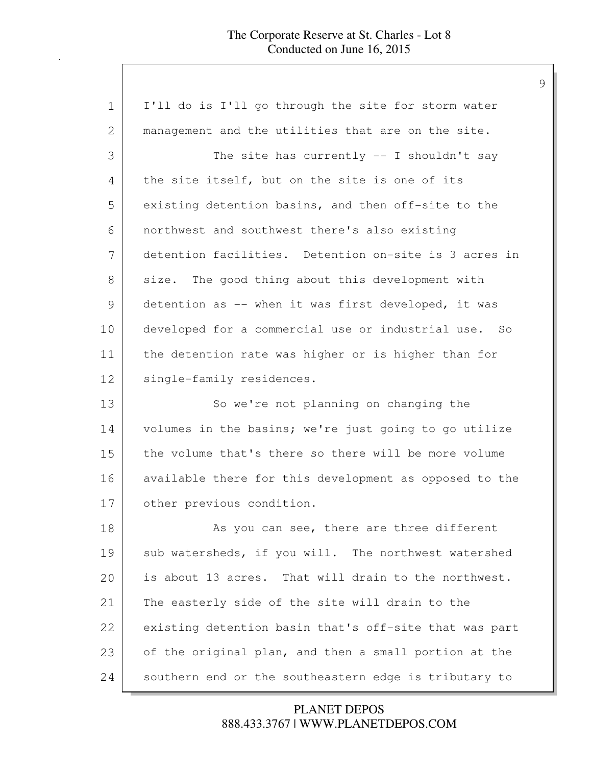I'll do is I'll go through the site for storm water management and the utilities that are on the site.

The site has currently -- I shouldn't say the site itself, but on the site is one of its existing detention basins, and then off-site to the northwest and southwest there's also existing detention facilities. Detention on-site is 3 acres in size. The good thing about this development with detention as -- when it was first developed, it was developed for a commercial use or industrial use. So the detention rate was higher or is higher than for single-family residences.

So we're not planning on changing the volumes in the basins; we're just going to go utilize the volume that's there so there will be more volume available there for this development as opposed to the other previous condition.

As you can see, there are three different sub watersheds, if you will. The northwest watershed is about 13 acres. That will drain to the northwest. The easterly side of the site will drain to the existing detention basin that's off-site that was part of the original plan, and then a small portion at the southern end or the southeastern edge is tributary to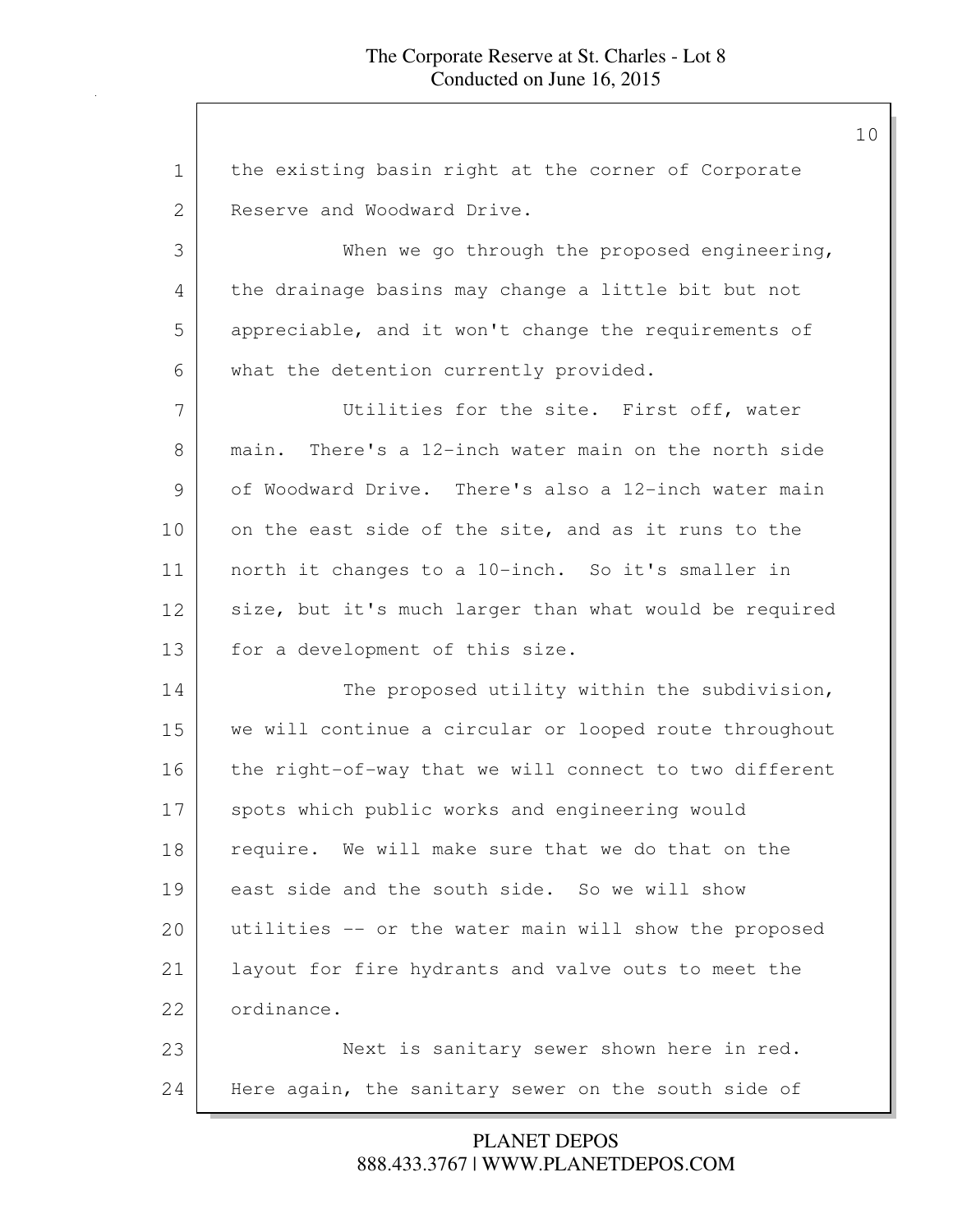the existing basin right at the corner of Corporate Reserve and Woodward Drive.

When we go through the proposed engineering, the drainage basins may change a little bit but not appreciable, and it won't change the requirements of what the detention currently provided.

Utilities for the site. First off, water main. There's a 12-inch water main on the north side of Woodward Drive. There's also a 12-inch water main on the east side of the site, and as it runs to the north it changes to a 10-inch. So it's smaller in size, but it's much larger than what would be required for a development of this size.

The proposed utility within the subdivision, we will continue a circular or looped route throughout the right-of-way that we will connect to two different spots which public works and engineering would require. We will make sure that we do that on the east side and the south side. So we will show utilities -- or the water main will show the proposed layout for fire hydrants and valve outs to meet the ordinance.

Next is sanitary sewer shown here in red. Here again, the sanitary sewer on the south side of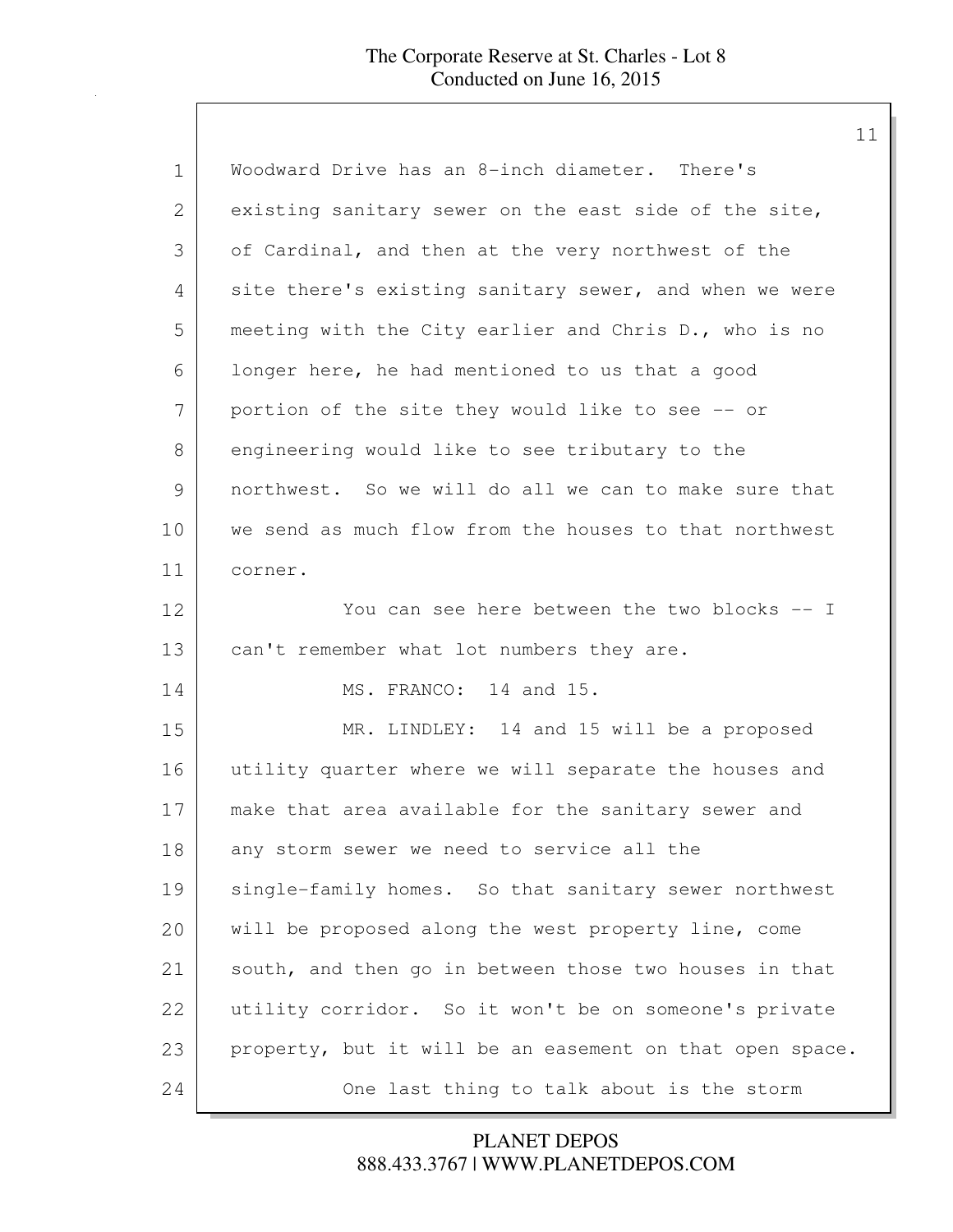Woodward Drive has an 8-inch diameter. There's existing sanitary sewer on the east side of the site, of Cardinal, and then at the very northwest of the site there's existing sanitary sewer, and when we were meeting with the City earlier and Chris D., who is no longer here, he had mentioned to us that a good portion of the site they would like to see -- or engineering would like to see tributary to the northwest. So we will do all we can to make sure that we send as much flow from the houses to that northwest corner.

You can see here between the two blocks -- I can't remember what lot numbers they are.

MS. FRANCO: 14 and 15.

MR. LINDLEY: 14 and 15 will be a proposed utility quarter where we will separate the houses and make that area available for the sanitary sewer and any storm sewer we need to service all the single-family homes. So that sanitary sewer northwest will be proposed along the west property line, come south, and then go in between those two houses in that utility corridor. So it won't be on someone's private property, but it will be an easement on that open space.

One last thing to talk about is the storm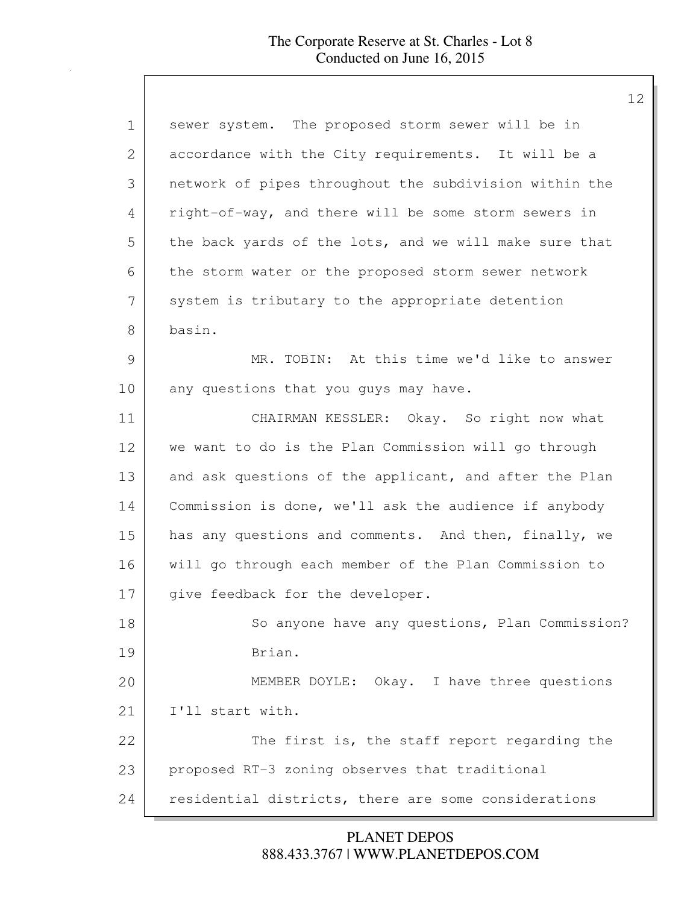sewer system. The proposed storm sewer will be in accordance with the City requirements. It will be a network of pipes throughout the subdivision within the right-of-way, and there will be some storm sewers in the back yards of the lots, and we will make sure that the storm water or the proposed storm sewer network system is tributary to the appropriate detention basin.

MR. TOBIN: At this time we'd like to answer any questions that you guys may have.

CHAIRMAN KESSLER: Okay. So right now what we want to do is the Plan Commission will go through and ask questions of the applicant, and after the Plan Commission is done, we'll ask the audience if anybody has any questions and comments. And then, finally, we will go through each member of the Plan Commission to give feedback for the developer.

So anyone have any questions, Plan Commission? Brian.

MEMBER DOYLE: Okay. I have three questions I'll start with.

The first is, the staff report regarding the proposed RT-3 zoning observes that traditional residential districts, there are some considerations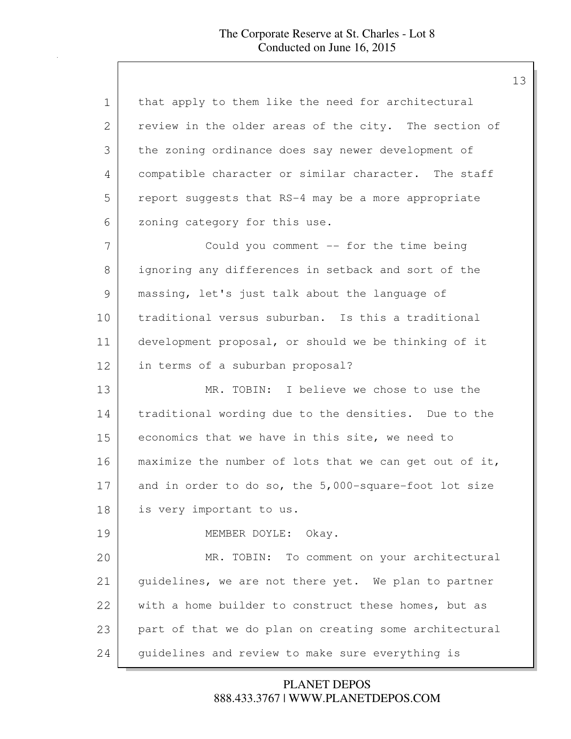that apply to them like the need for architectural review in the older areas of the city. The section of the zoning ordinance does say newer development of compatible character or similar character. The staff report suggests that RS-4 may be a more appropriate zoning category for this use.

Could you comment -- for the time being ignoring any differences in setback and sort of the massing, let's just talk about the language of traditional versus suburban. Is this a traditional development proposal, or should we be thinking of it in terms of a suburban proposal?

MR. TOBIN: I believe we chose to use the traditional wording due to the densities. Due to the economics that we have in this site, we need to maximize the number of lots that we can get out of it, and in order to do so, the 5,000-square-foot lot size is very important to us.

MEMBER DOYLE: Okay.

MR. TOBIN: To comment on your architectural guidelines, we are not there yet. We plan to partner with a home builder to construct these homes, but as part of that we do plan on creating some architectural guidelines and review to make sure everything is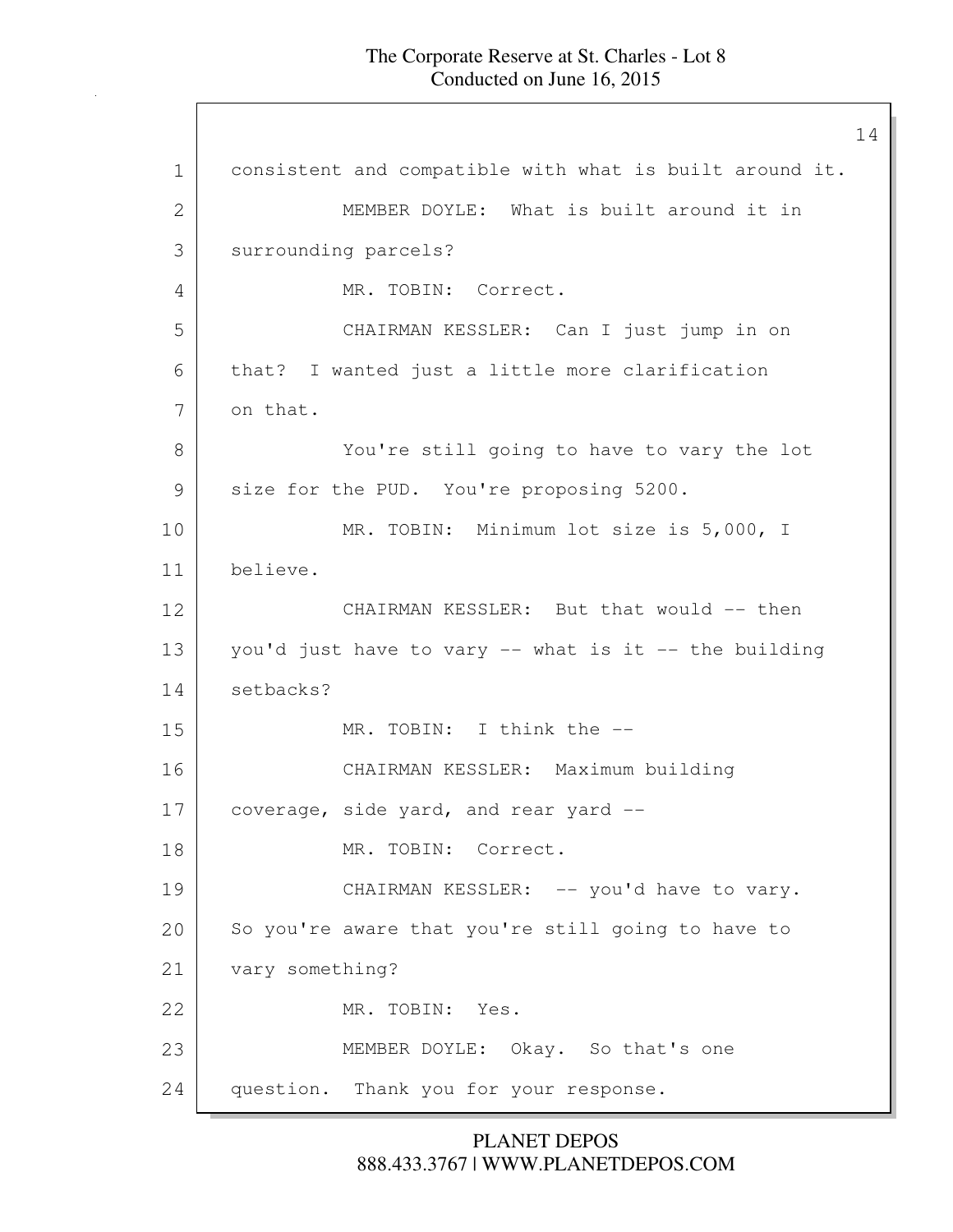consistent and compatible with what is built around it.

MEMBER DOYLE: What is built around it in surrounding parcels?

MR. TOBIN: Correct.

CHAIRMAN KESSLER: Can I just jump in on that? I wanted just a little more clarification on that.

You're still going to have to vary the lot size for the PUD. You're proposing 5200.

MR. TOBIN: Minimum lot size is 5,000, I believe.

CHAIRMAN KESSLER: But that would -- then you'd just have to vary -- what is it -- the building setbacks?

MR. TOBIN: I think the --

CHAIRMAN KESSLER: Maximum building coverage, side yard, and rear yard --

MR. TOBIN: Correct.

CHAIRMAN KESSLER: -- you'd have to vary. So you're aware that you're still going to have to vary something?

MR. TOBIN: Yes.

MEMBER DOYLE: Okay. So that's one question. Thank you for your response.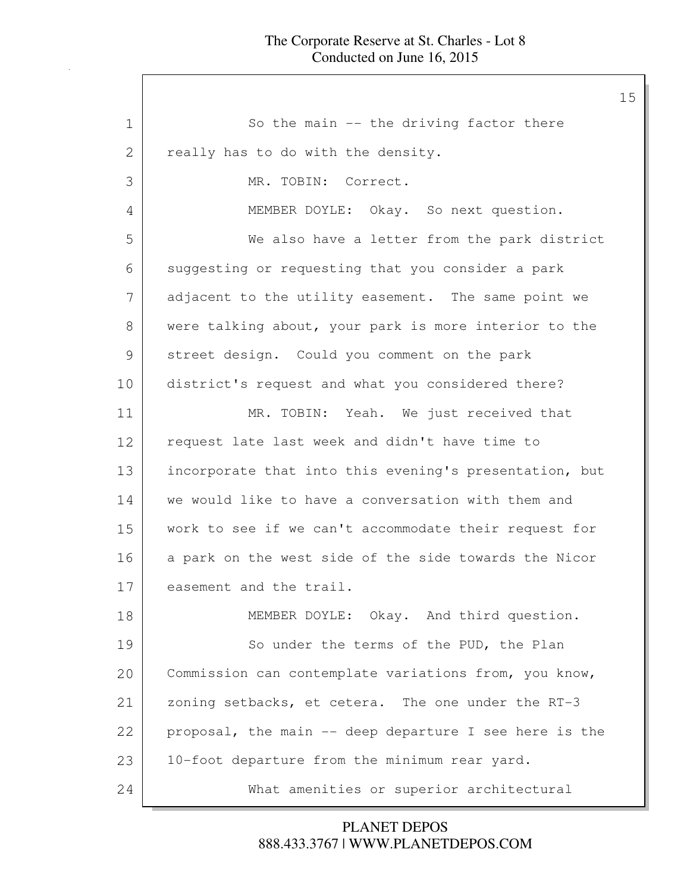So the main -- the driving factor there really has to do with the density.

MR. TOBIN: Correct.

MEMBER DOYLE: Okay. So next question.

We also have a letter from the park district suggesting or requesting that you consider a park adjacent to the utility easement. The same point we were talking about, your park is more interior to the street design. Could you comment on the park district's request and what you considered there?

MR. TOBIN: Yeah. We just received that request late last week and didn't have time to incorporate that into this evening's presentation, but we would like to have a conversation with them and work to see if we can't accommodate their request for a park on the west side of the side towards the Nicor easement and the trail.

MEMBER DOYLE: Okay. And third question.

So under the terms of the PUD, the Plan Commission can contemplate variations from, you know, zoning setbacks, et cetera. The one under the RT-3 proposal, the main -- deep departure I see here is the 10-foot departure from the minimum rear yard.

What amenities or superior architectural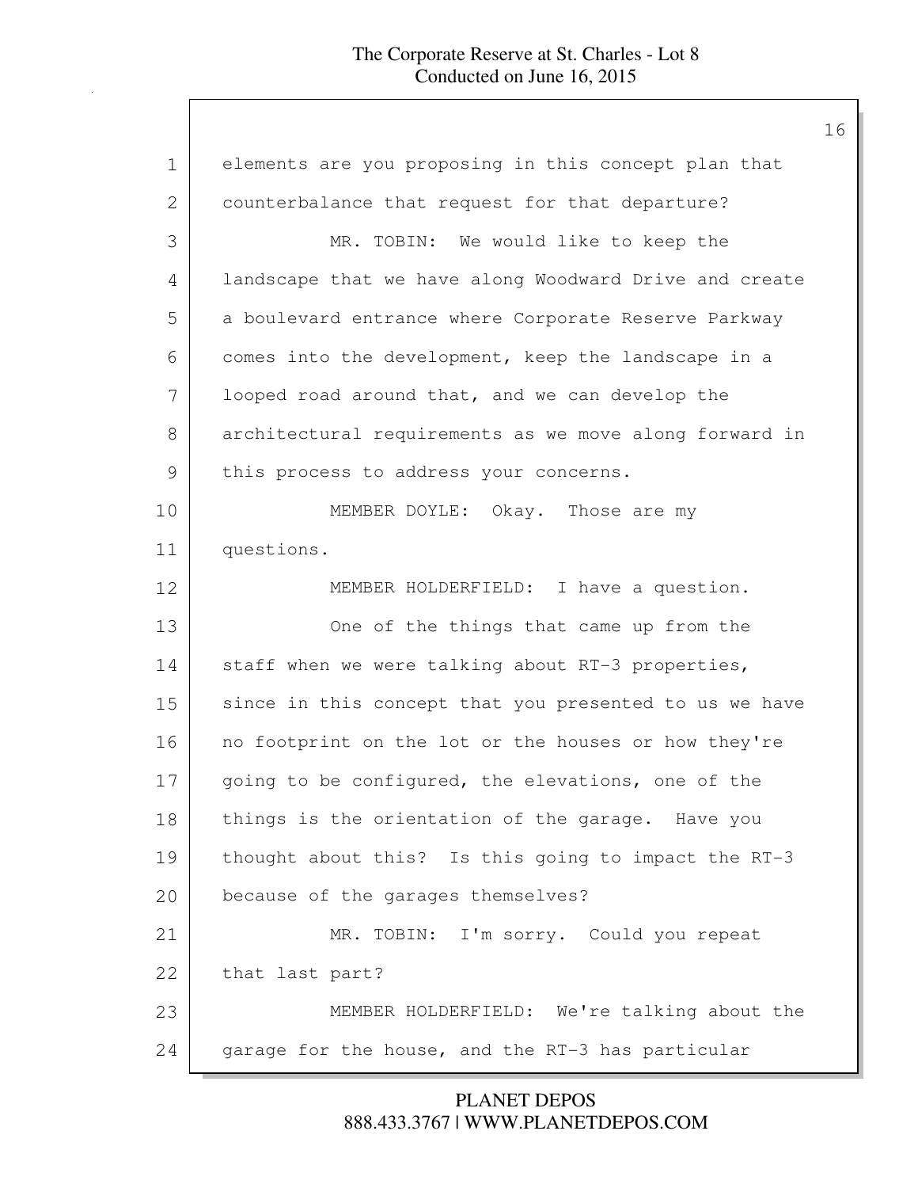elements are you proposing in this concept plan that counterbalance that request for that departure?

MR. TOBIN: We would like to keep the landscape that we have along Woodward Drive and create a boulevard entrance where Corporate Reserve Parkway comes into the development, keep the landscape in a looped road around that, and we can develop the architectural requirements as we move along forward in this process to address your concerns.

MEMBER DOYLE: Okay. Those are my questions.

MEMBER HOLDERFIELD: I have a question.

One of the things that came up from the staff when we were talking about RT-3 properties, since in this concept that you presented to us we have no footprint on the lot or the houses or how they're going to be configured, the elevations, one of the things is the orientation of the garage. Have you thought about this? Is this going to impact the RT-3 because of the garages themselves?

MR. TOBIN: I'm sorry. Could you repeat that last part?

MEMBER HOLDERFIELD: We're talking about the garage for the house, and the RT-3 has particular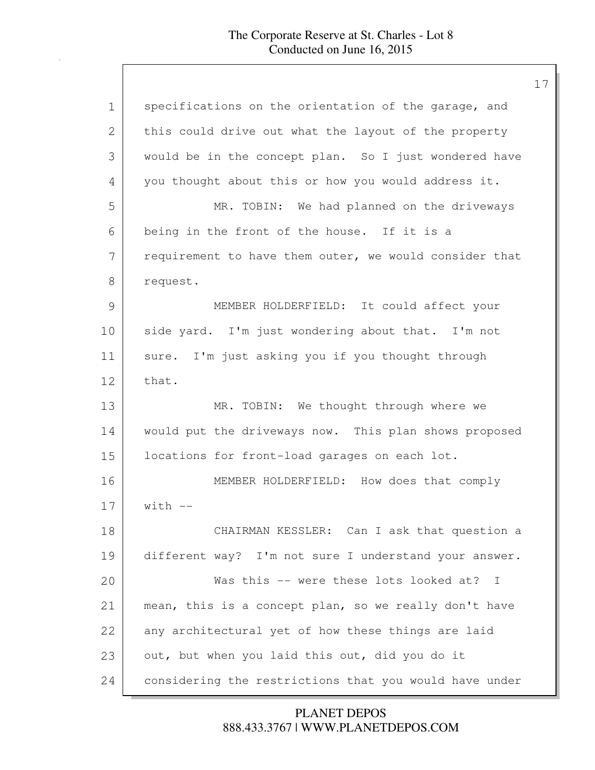specifications on the orientation of the garage, and this could drive out what the layout of the property would be in the concept plan. So I just wondered have you thought about this or how you would address it.

MR. TOBIN: We had planned on the driveways being in the front of the house. If it is a requirement to have them outer, we would consider that request.

MEMBER HOLDERFIELD: It could affect your side yard. I'm just wondering about that. I'm not sure. I'm just asking you if you thought through that.

MR. TOBIN: We thought through where we would put the driveways now. This plan shows proposed locations for front-load garages on each lot.

MEMBER HOLDERFIELD: How does that comply with --

CHAIRMAN KESSLER: Can I ask that question a different way? I'm not sure I understand your answer.

Was this -- were these lots looked at? I mean, this is a concept plan, so we really don't have any architectural yet of how these things are laid out, but when you laid this out, did you do it considering the restrictions that you would have under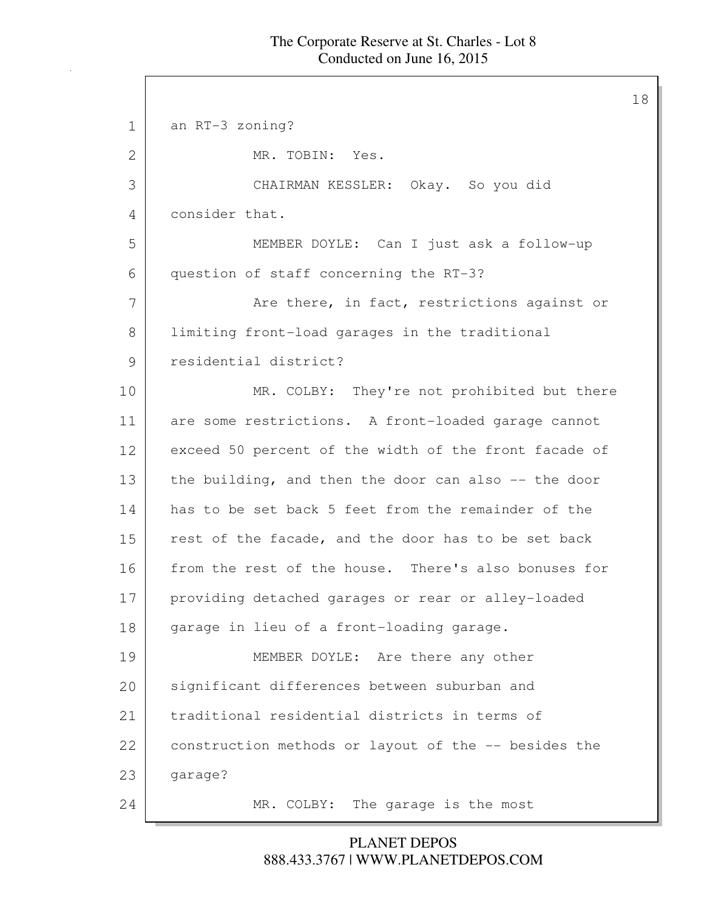an RT-3 zoning?

MR. TOBIN: Yes.

CHAIRMAN KESSLER: Okay. So you did consider that.

MEMBER DOYLE: Can I just ask a follow-up question of staff concerning the RT-3?

Are there, in fact, restrictions against or limiting front-load garages in the traditional residential district?

MR. COLBY: They're not prohibited but there are some restrictions. A front-loaded garage cannot exceed 50 percent of the width of the front facade of the building, and then the door can also -- the door has to be set back 5 feet from the remainder of the rest of the facade, and the door has to be set back from the rest of the house. There's also bonuses for providing detached garages or rear or alley-loaded garage in lieu of a front-loading garage.

MEMBER DOYLE: Are there any other significant differences between suburban and traditional residential districts in terms of construction methods or layout of the -- besides the garage?

MR. COLBY: The garage is the most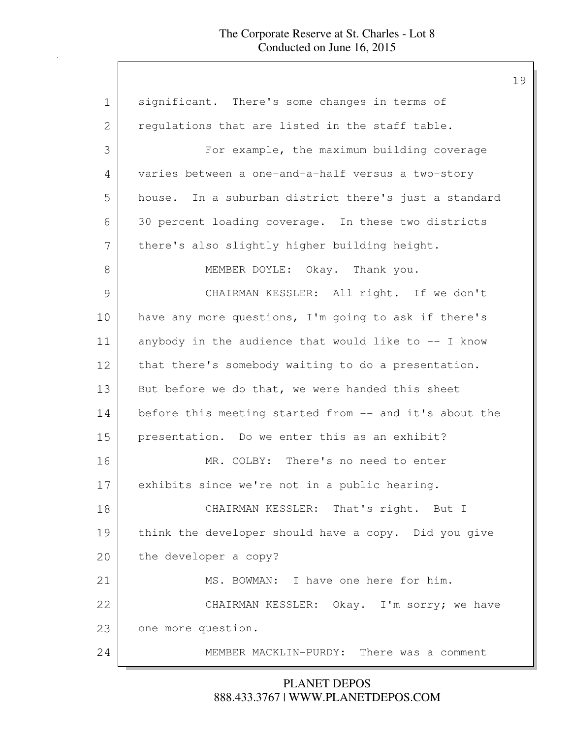significant. There's some changes in terms of regulations that are listed in the staff table.

For example, the maximum building coverage varies between a one-and-a-half versus a two-story house. In a suburban district there's just a standard 30 percent loading coverage. In these two districts there's also slightly higher building height.

MEMBER DOYLE: Okay. Thank you.

CHAIRMAN KESSLER: All right. If we don't have any more questions, I'm going to ask if there's anybody in the audience that would like to -- I know that there's somebody waiting to do a presentation. But before we do that, we were handed this sheet before this meeting started from -- and it's about the presentation. Do we enter this as an exhibit?

MR. COLBY: There's no need to enter exhibits since we're not in a public hearing.

CHAIRMAN KESSLER: That's right. But I think the developer should have a copy. Did you give the developer a copy?

MS. BOWMAN: I have one here for him.

CHAIRMAN KESSLER: Okay. I'm sorry; we have one more question.

MEMBER MACKLIN-PURDY: There was a comment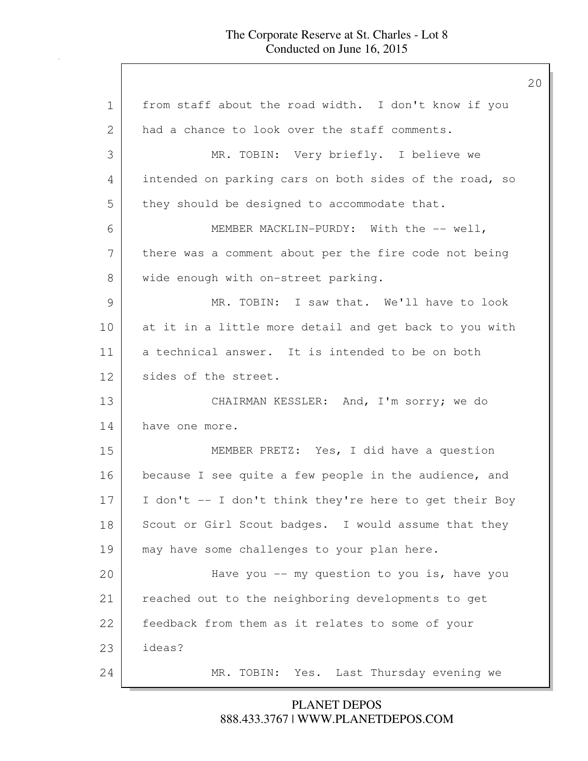from staff about the road width. I don't know if you had a chance to look over the staff comments.

MR. TOBIN: Very briefly. I believe we intended on parking cars on both sides of the road, so they should be designed to accommodate that.

MEMBER MACKLIN-PURDY: With the -- well, there was a comment about per the fire code not being wide enough with on-street parking.

MR. TOBIN: I saw that. We'll have to look at it in a little more detail and get back to you with a technical answer. It is intended to be on both sides of the street.

CHAIRMAN KESSLER: And, I'm sorry; we do have one more.

MEMBER PRETZ: Yes, I did have a question because I see quite a few people in the audience, and I don't -- I don't think they're here to get their Boy Scout or Girl Scout badges. I would assume that they may have some challenges to your plan here.

Have you -- my question to you is, have you reached out to the neighboring developments to get feedback from them as it relates to some of your ideas?

MR. TOBIN: Yes. Last Thursday evening we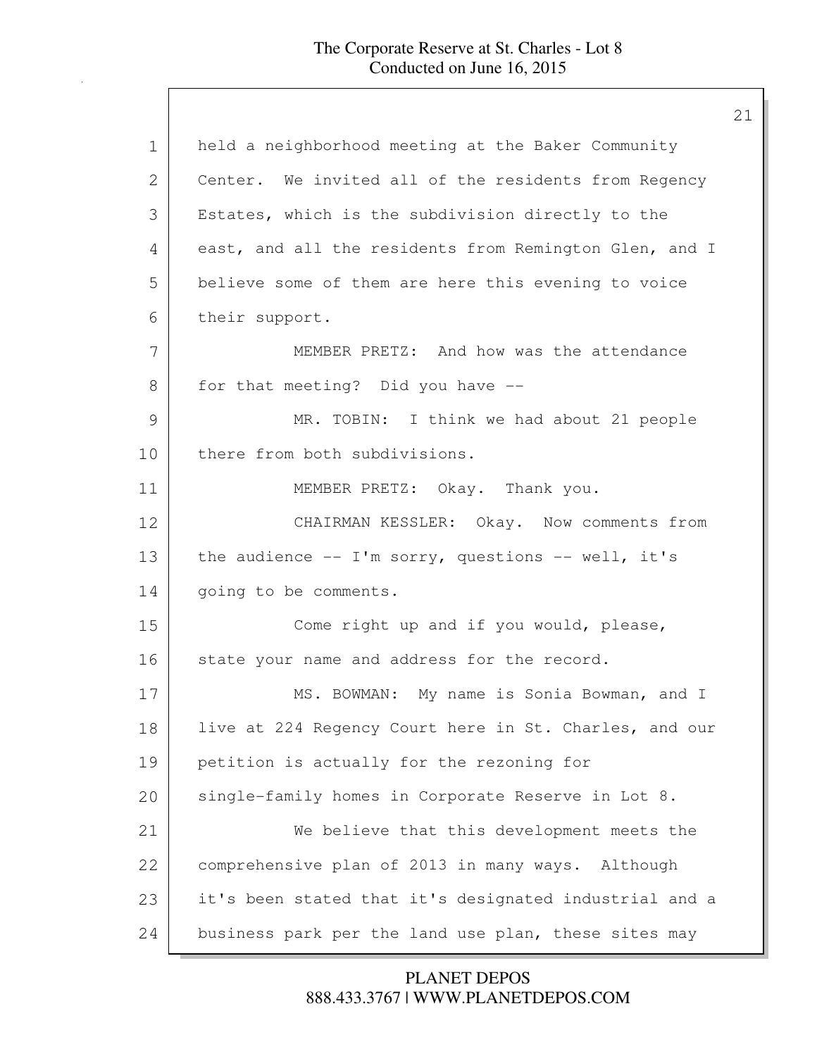held a neighborhood meeting at the Baker Community Center. We invited all of the residents from Regency Estates, which is the subdivision directly to the east, and all the residents from Remington Glen, and I believe some of them are here this evening to voice their support.

MEMBER PRETZ: And how was the attendance for that meeting? Did you have --

MR. TOBIN: I think we had about 21 people there from both subdivisions.

MEMBER PRETZ: Okay. Thank you.

CHAIRMAN KESSLER: Okay. Now comments from the audience -- I'm sorry, questions -- well, it's going to be comments.

Come right up and if you would, please, state your name and address for the record.

MS. BOWMAN: My name is Sonia Bowman, and I live at 224 Regency Court here in St. Charles, and our petition is actually for the rezoning for single-family homes in Corporate Reserve in Lot 8.

We believe that this development meets the comprehensive plan of 2013 in many ways. Although it's been stated that it's designated industrial and a business park per the land use plan, these sites may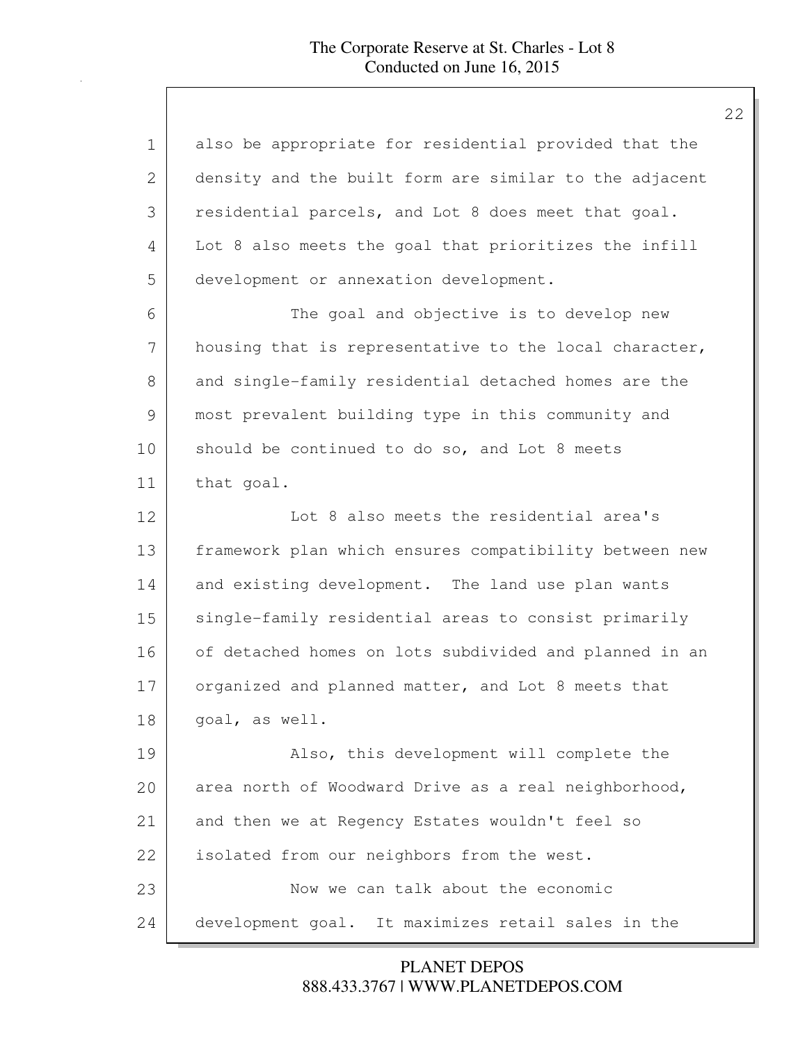also be appropriate for residential provided that the density and the built form are similar to the adjacent residential parcels, and Lot 8 does meet that goal. Lot 8 also meets the goal that prioritizes the infill development or annexation development.

The goal and objective is to develop new housing that is representative to the local character, and single-family residential detached homes are the most prevalent building type in this community and should be continued to do so, and Lot 8 meets that goal.

Lot 8 also meets the residential area's framework plan which ensures compatibility between new and existing development. The land use plan wants single-family residential areas to consist primarily of detached homes on lots subdivided and planned in an organized and planned matter, and Lot 8 meets that goal, as well.

Also, this development will complete the area north of Woodward Drive as a real neighborhood, and then we at Regency Estates wouldn't feel so isolated from our neighbors from the west.

Now we can talk about the economic development goal. It maximizes retail sales in the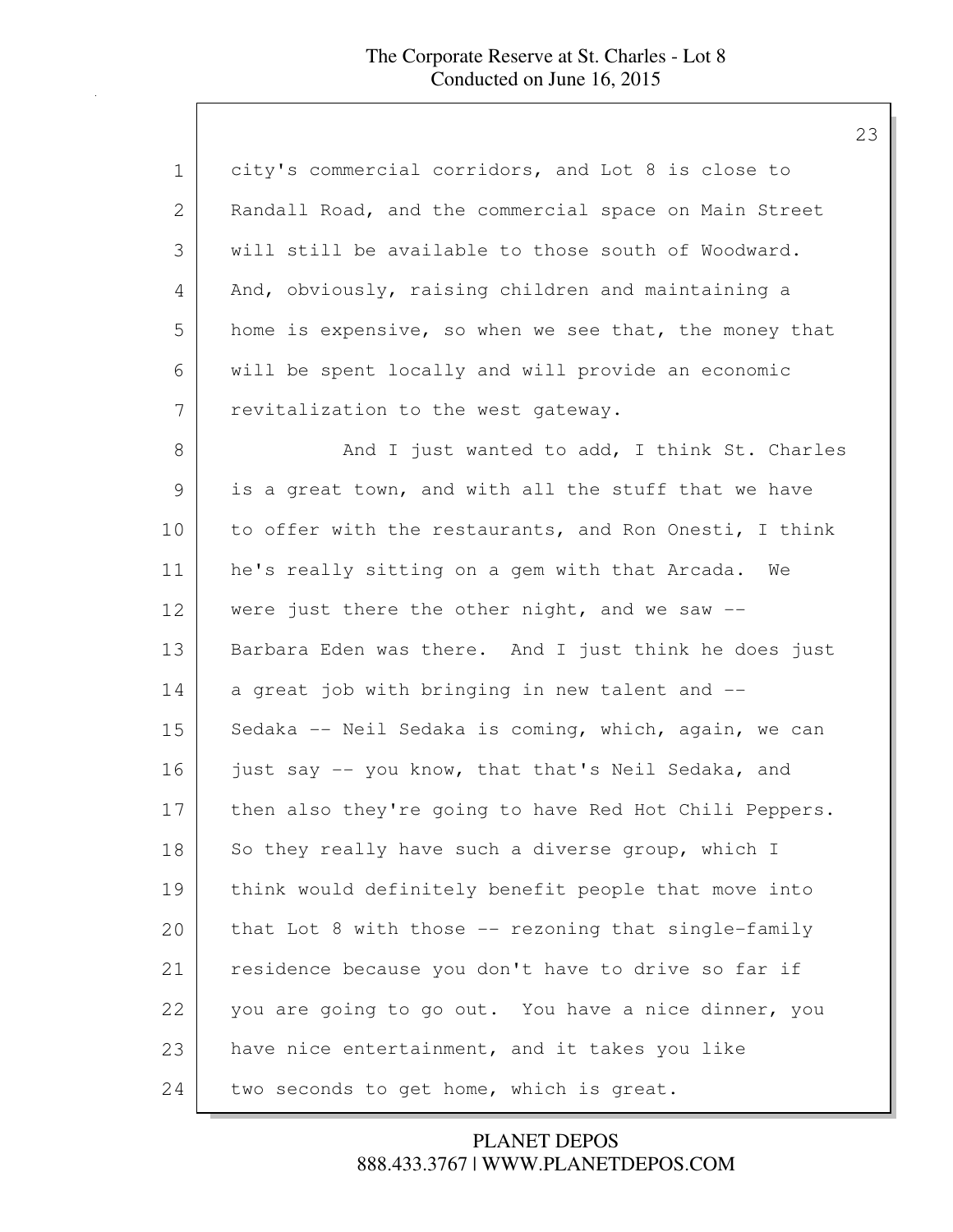city's commercial corridors, and Lot 8 is close to Randall Road, and the commercial space on Main Street will still be available to those south of Woodward. And, obviously, raising children and maintaining a home is expensive, so when we see that, the money that will be spent locally and will provide an economic revitalization to the west gateway.

And I just wanted to add, I think St. Charles is a great town, and with all the stuff that we have to offer with the restaurants, and Ron Onesti, I think he's really sitting on a gem with that Arcada. We were just there the other night, and we saw -- Barbara Eden was there. And I just think he does just a great job with bringing in new talent and -- Sedaka -- Neil Sedaka is coming, which, again, we can just say -- you know, that that's Neil Sedaka, and then also they're going to have Red Hot Chili Peppers. So they really have such a diverse group, which I think would definitely benefit people that move into that Lot 8 with those -- rezoning that single-family residence because you don't have to drive so far if you are going to go out. You have a nice dinner, you have nice entertainment, and it takes you like two seconds to get home, which is great.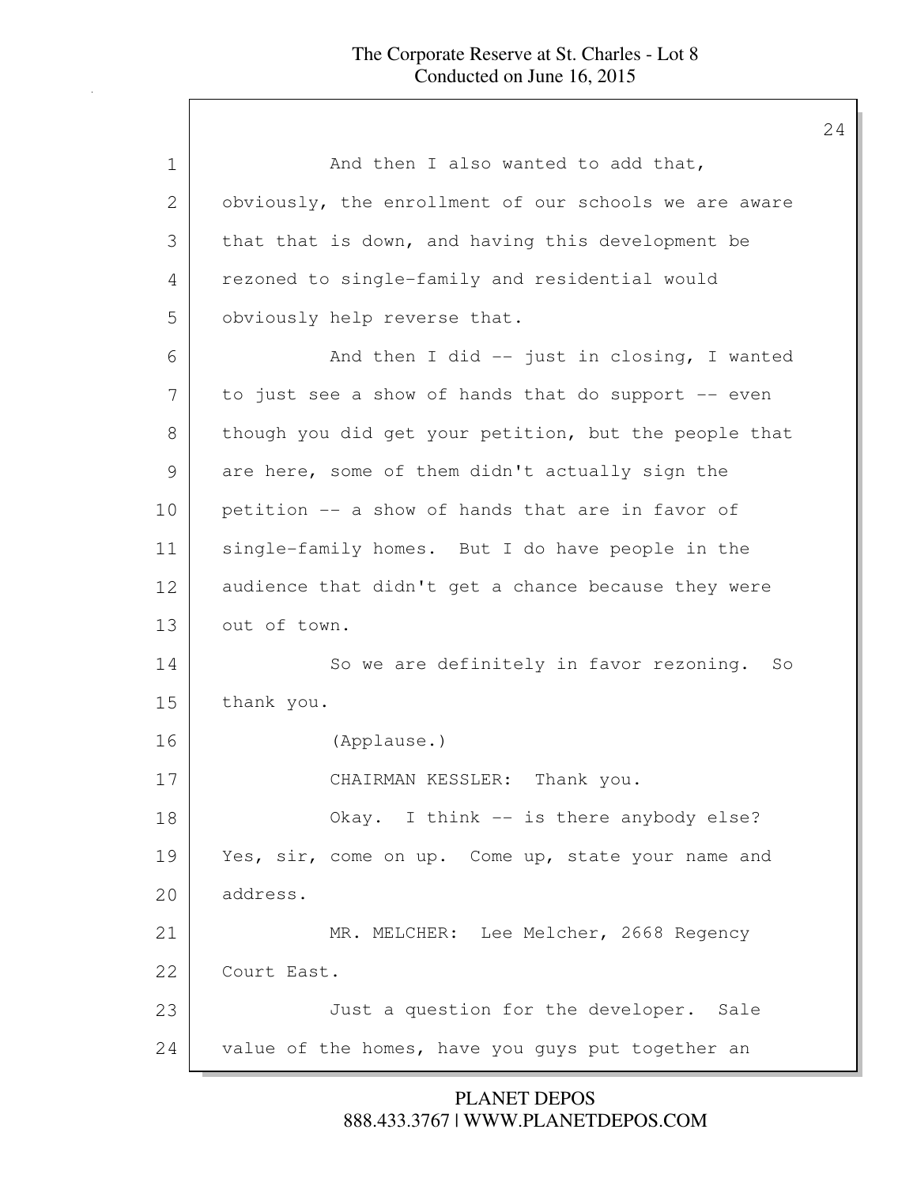And then I also wanted to add that, obviously, the enrollment of our schools we are aware that that is down, and having this development be rezoned to single-family and residential would obviously help reverse that.

And then I did -- just in closing, I wanted to just see a show of hands that do support -- even though you did get your petition, but the people that are here, some of them didn't actually sign the petition -- a show of hands that are in favor of single-family homes. But I do have people in the audience that didn't get a chance because they were out of town.

So we are definitely in favor rezoning. So thank you.

(Applause.)

CHAIRMAN KESSLER: Thank you.

Okay. I think -- is there anybody else? Yes, sir, come on up. Come up, state your name and address.

MR. MELCHER: Lee Melcher, 2668 Regency Court East.

Just a question for the developer. Sale value of the homes, have you guys put together an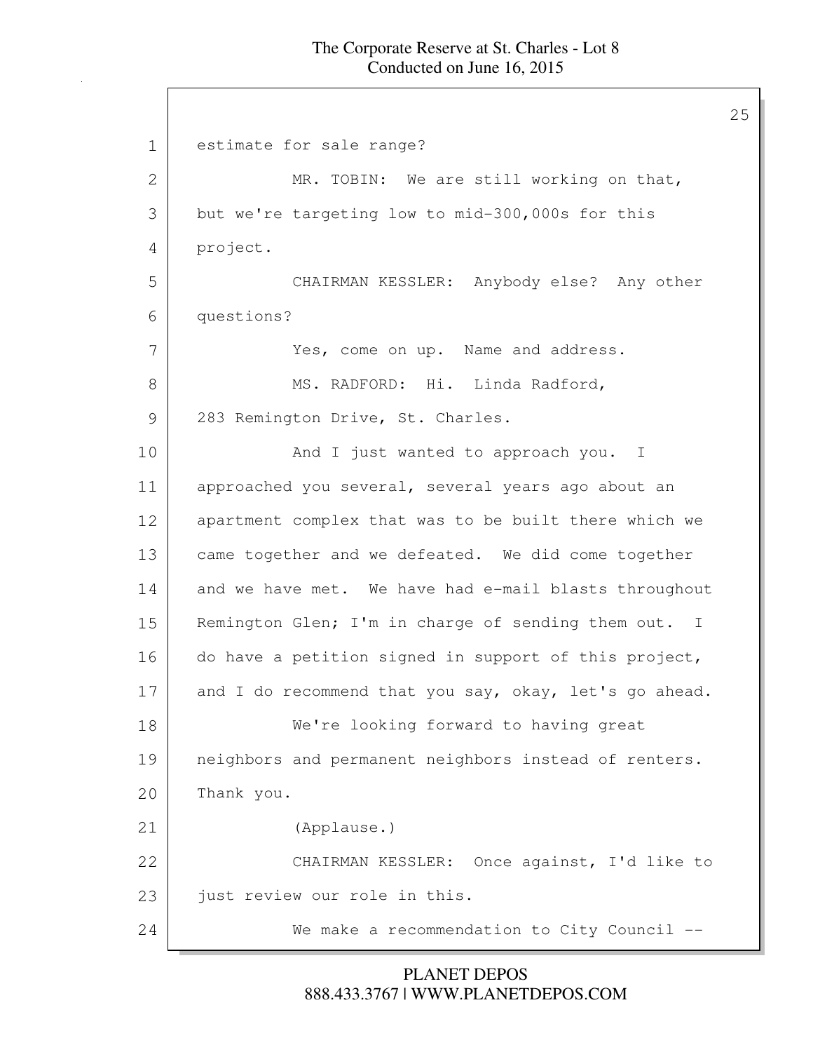estimate for sale range?

MR. TOBIN: We are still working on that, but we're targeting low to mid-300,000s for this project.

CHAIRMAN KESSLER: Anybody else? Any other questions?

Yes, come on up. Name and address.

MS. RADFORD: Hi. Linda Radford, 283 Remington Drive, St. Charles.

And I just wanted to approach you. I approached you several, several years ago about an apartment complex that was to be built there which we came together and we defeated. We did come together and we have met. We have had e-mail blasts throughout Remington Glen; I'm in charge of sending them out. I do have a petition signed in support of this project, and I do recommend that you say, okay, let's go ahead.

We're looking forward to having great neighbors and permanent neighbors instead of renters. Thank you.

(Applause.)

CHAIRMAN KESSLER: Once against, I'd like to just review our role in this.

We make a recommendation to City Council --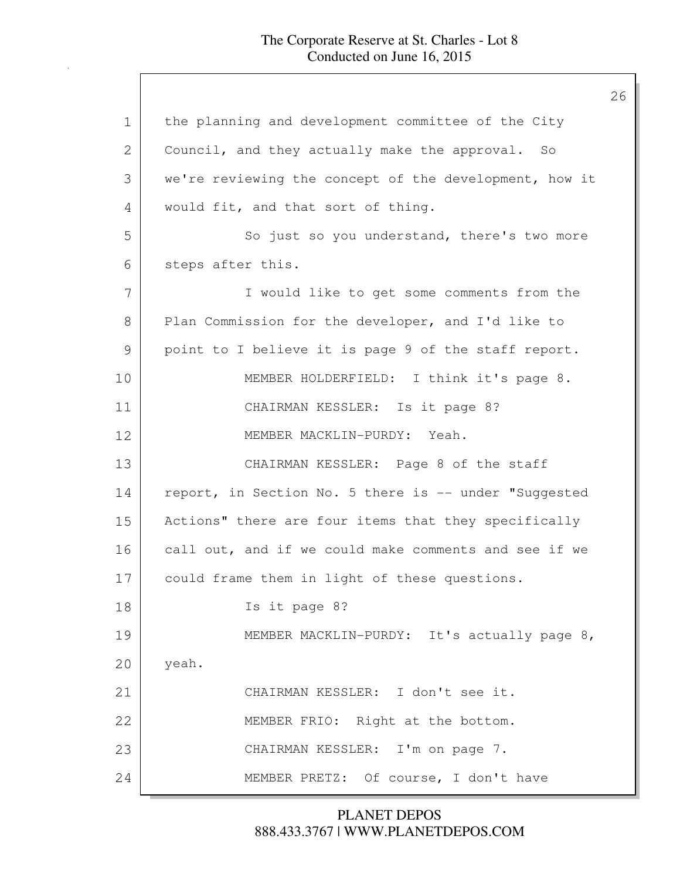the planning and development committee of the City Council, and they actually make the approval. So we're reviewing the concept of the development, how it would fit, and that sort of thing.

So just so you understand, there's two more steps after this.

I would like to get some comments from the Plan Commission for the developer, and I'd like to point to I believe it is page 9 of the staff report.

MEMBER HOLDERFIELD: I think it's page 8.

CHAIRMAN KESSLER: Is it page 8?

MEMBER MACKLIN-PURDY: Yeah.

CHAIRMAN KESSLER: Page 8 of the staff report, in Section No. 5 there is -- under "Suggested Actions" there are four items that they specifically call out, and if we could make comments and see if we could frame them in light of these questions.

Is it page 8?

MEMBER MACKLIN-PURDY: It's actually page 8, yeah.

CHAIRMAN KESSLER: I don't see it.

MEMBER FRIO: Right at the bottom.

CHAIRMAN KESSLER: I'm on page 7.

MEMBER PRETZ: Of course, I don't have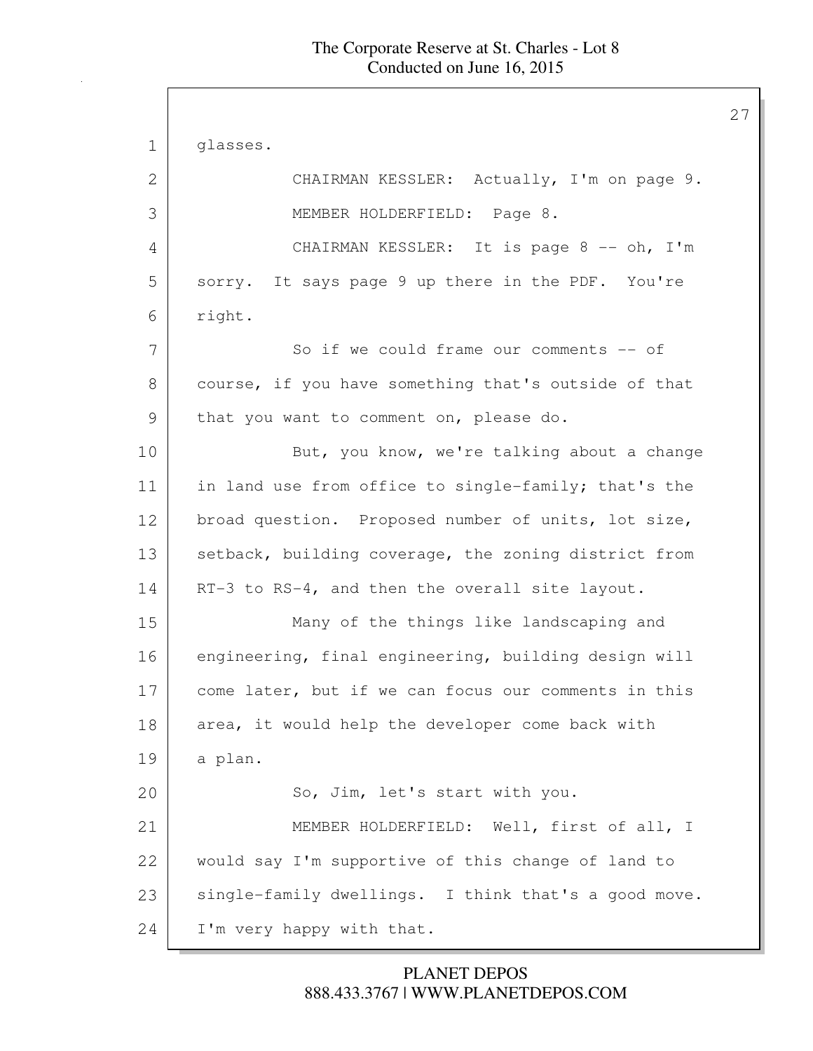glasses.

CHAIRMAN KESSLER: Actually, I'm on page 9.

MEMBER HOLDERFIELD: Page 8.

CHAIRMAN KESSLER: It is page 8 -- oh, I'm sorry. It says page 9 up there in the PDF. You're right.

So if we could frame our comments -- of course, if you have something that's outside of that that you want to comment on, please do.

But, you know, we're talking about a change in land use from office to single-family; that's the broad question. Proposed number of units, lot size, setback, building coverage, the zoning district from RT-3 to RS-4, and then the overall site layout.

Many of the things like landscaping and engineering, final engineering, building design will come later, but if we can focus our comments in this area, it would help the developer come back with a plan.

So, Jim, let's start with you.

MEMBER HOLDERFIELD: Well, first of all, I would say I'm supportive of this change of land to single-family dwellings. I think that's a good move. I'm very happy with that.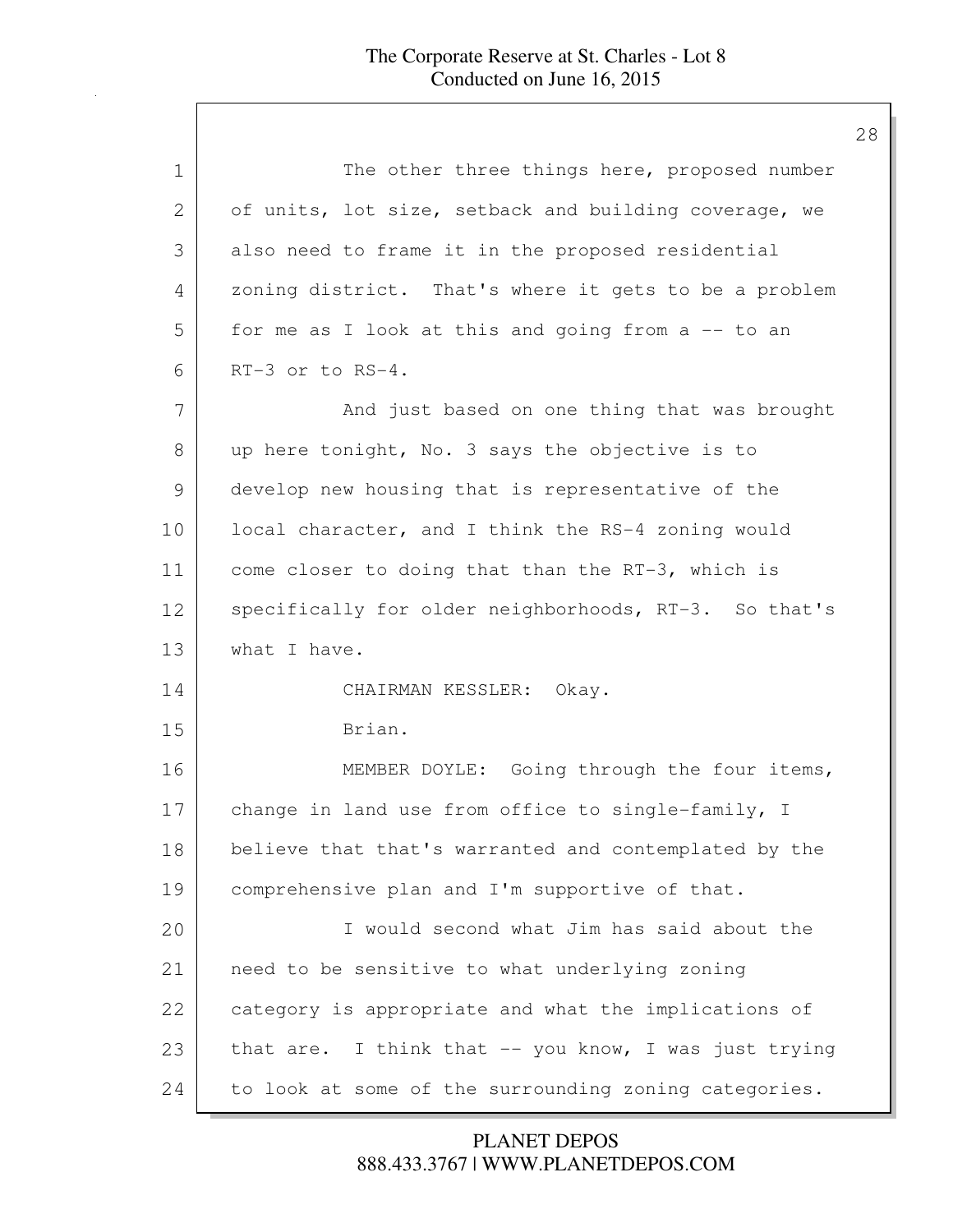1 The other three things here, proposed number
2 of units, lot size, setback and building coverage, we
3 also need to frame it in the proposed residential
4 zoning district. That's where it gets to be a problem
5 for me as I look at this and going from a -- to an
6 RT-3 or to RS-4.
7 And just based on one thing that was brought
8 up here tonight, No. 3 says the objective is to
9 develop new housing that is representative of the
10 local character, and I think the RS-4 zoning would
11 come closer to doing that than the RT-3, which is
12 specifically for older neighborhoods, RT-3. So that's
13 what I have.
14 CHAIRMAN KESSLER: Okay.
15 Brian.
16 MEMBER DOYLE: Going through the four items,
17 change in land use from office to single-family, I
18 believe that that's warranted and contemplated by the
19 comprehensive plan and I'm supportive of that.
20 I would second what Jim has said about the
21 need to be sensitive to what underlying zoning
22 category is appropriate and what the implications of
23 that are. I think that -- you know, I was just trying
24 to look at some of the surrounding zoning categories.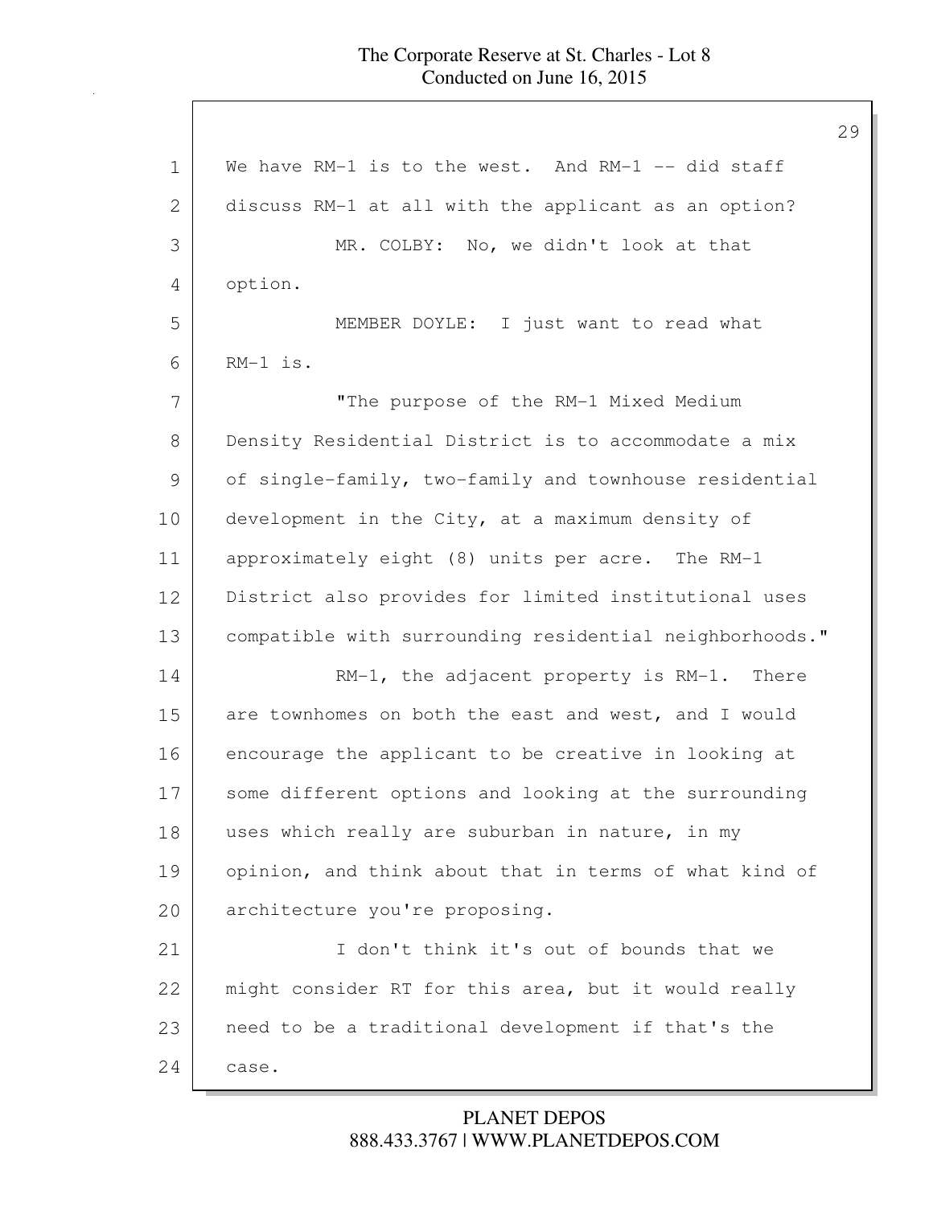We have RM-1 is to the west. And RM-1 -- did staff discuss RM-1 at all with the applicant as an option?

MR. COLBY: No, we didn't look at that option.

MEMBER DOYLE: I just want to read what RM-1 is.

"The purpose of the RM-1 Mixed Medium Density Residential District is to accommodate a mix of single-family, two-family and townhouse residential development in the City, at a maximum density of approximately eight (8) units per acre. The RM-1 District also provides for limited institutional uses compatible with surrounding residential neighborhoods."

RM-1, the adjacent property is RM-1. There are townhomes on both the east and west, and I would encourage the applicant to be creative in looking at some different options and looking at the surrounding uses which really are suburban in nature, in my opinion, and think about that in terms of what kind of architecture you're proposing.

I don't think it's out of bounds that we might consider RT for this area, but it would really need to be a traditional development if that's the case.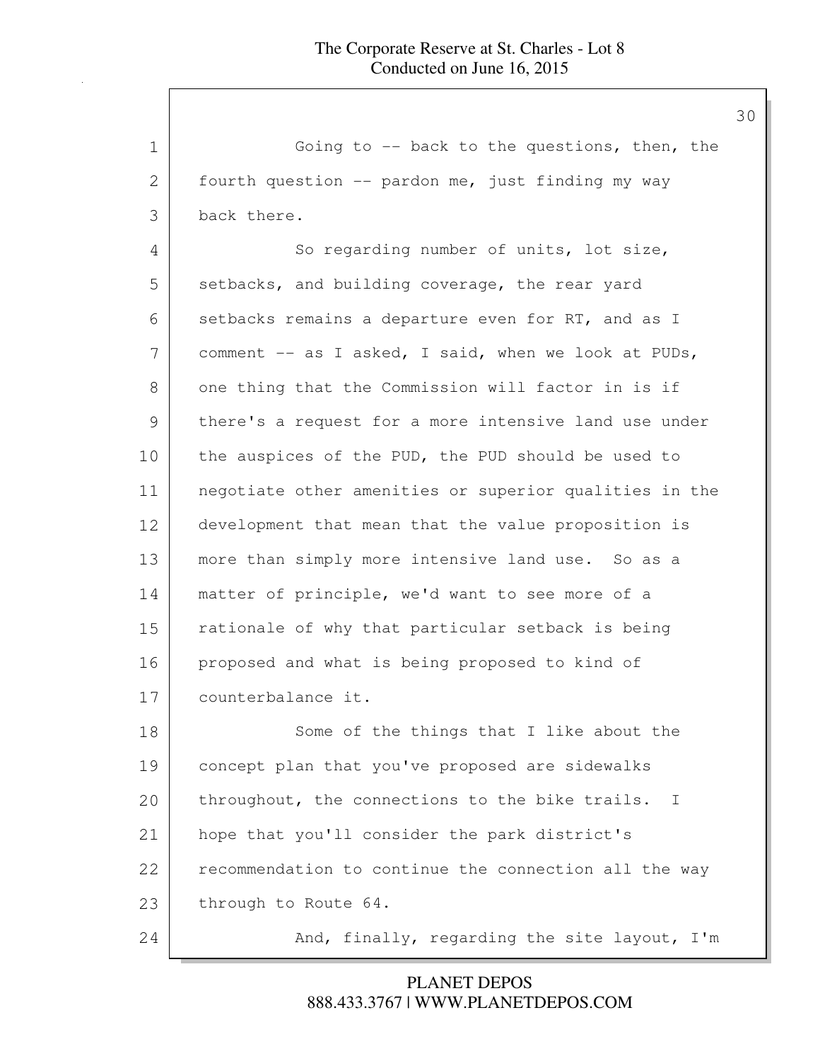Going to -- back to the questions, then, the fourth question -- pardon me, just finding my way back there.

So regarding number of units, lot size, setbacks, and building coverage, the rear yard setbacks remains a departure even for RT, and as I comment -- as I asked, I said, when we look at PUDs, one thing that the Commission will factor in is if there's a request for a more intensive land use under the auspices of the PUD, the PUD should be used to negotiate other amenities or superior qualities in the development that mean that the value proposition is more than simply more intensive land use. So as a matter of principle, we'd want to see more of a rationale of why that particular setback is being proposed and what is being proposed to kind of counterbalance it.

Some of the things that I like about the concept plan that you've proposed are sidewalks throughout, the connections to the bike trails. I hope that you'll consider the park district's recommendation to continue the connection all the way through to Route 64.

And, finally, regarding the site layout, I'm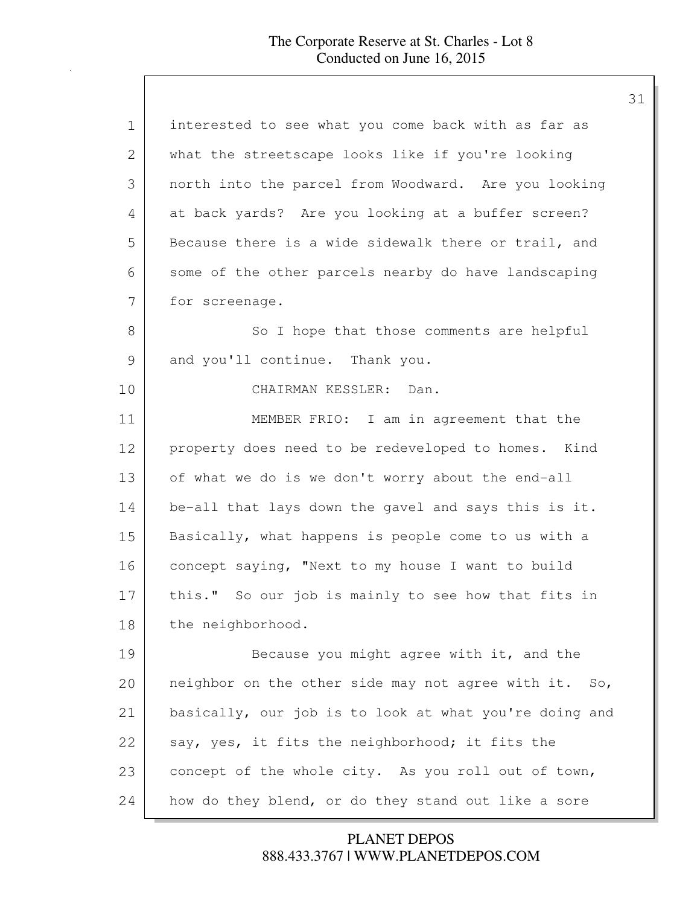interested to see what you come back with as far as what the streetscape looks like if you're looking north into the parcel from Woodward. Are you looking at back yards? Are you looking at a buffer screen? Because there is a wide sidewalk there or trail, and some of the other parcels nearby do have landscaping for screenage.

So I hope that those comments are helpful and you'll continue. Thank you.

CHAIRMAN KESSLER: Dan.

MEMBER FRIO: I am in agreement that the property does need to be redeveloped to homes. Kind of what we do is we don't worry about the end-all be-all that lays down the gavel and says this is it. Basically, what happens is people come to us with a concept saying, "Next to my house I want to build this." So our job is mainly to see how that fits in the neighborhood.

Because you might agree with it, and the neighbor on the other side may not agree with it. So, basically, our job is to look at what you're doing and say, yes, it fits the neighborhood; it fits the concept of the whole city. As you roll out of town, how do they blend, or do they stand out like a sore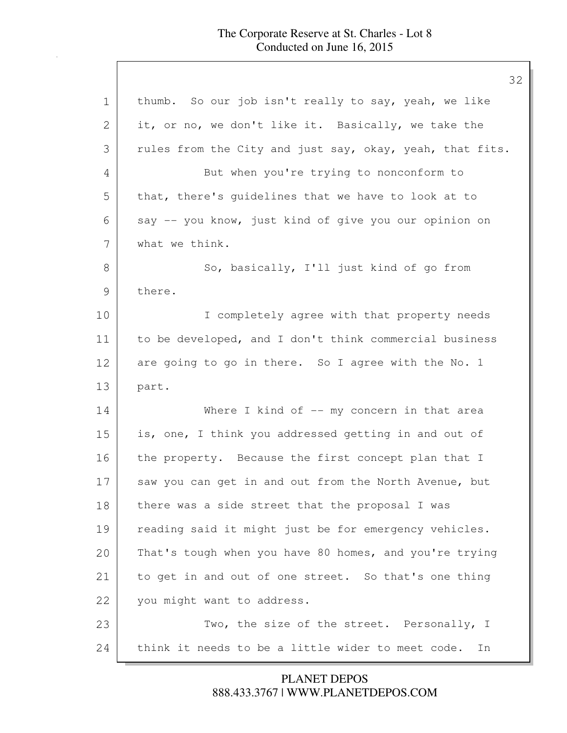thumb. So our job isn't really to say, yeah, we like it, or no, we don't like it. Basically, we take the rules from the City and just say, okay, yeah, that fits.

But when you're trying to nonconform to that, there's guidelines that we have to look at to say -- you know, just kind of give you our opinion on what we think.

So, basically, I'll just kind of go from there.

I completely agree with that property needs to be developed, and I don't think commercial business are going to go in there. So I agree with the No. 1 part.

Where I kind of -- my concern in that area is, one, I think you addressed getting in and out of the property. Because the first concept plan that I saw you can get in and out from the North Avenue, but there was a side street that the proposal I was reading said it might just be for emergency vehicles. That's tough when you have 80 homes, and you're trying to get in and out of one street. So that's one thing you might want to address.

Two, the size of the street. Personally, I think it needs to be a little wider to meet code. In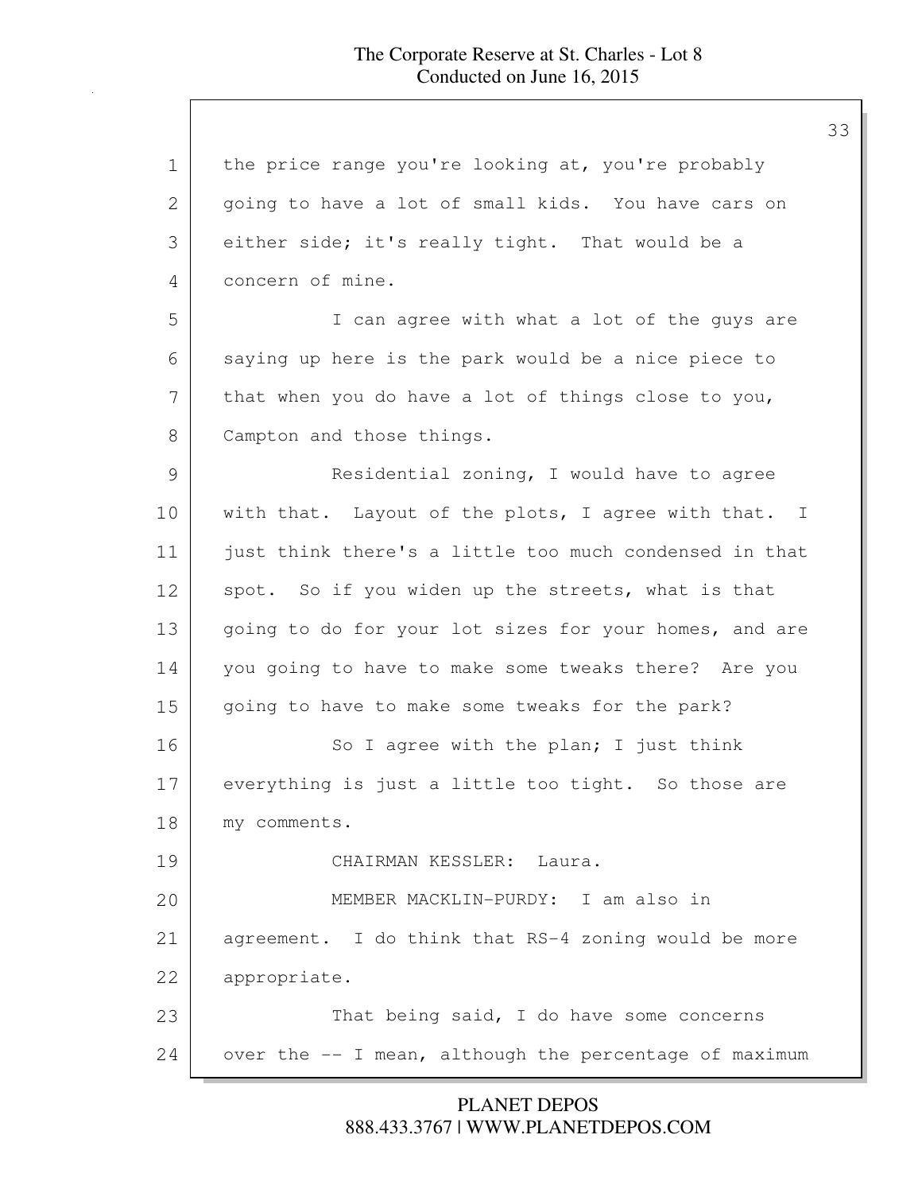the price range you're looking at, you're probably going to have a lot of small kids. You have cars on either side; it's really tight. That would be a concern of mine.

I can agree with what a lot of the guys are saying up here is the park would be a nice piece to that when you do have a lot of things close to you, Campton and those things.

Residential zoning, I would have to agree with that. Layout of the plots, I agree with that. I just think there's a little too much condensed in that spot. So if you widen up the streets, what is that going to do for your lot sizes for your homes, and are you going to have to make some tweaks there? Are you going to have to make some tweaks for the park?

So I agree with the plan; I just think everything is just a little too tight. So those are my comments.

CHAIRMAN KESSLER: Laura.

MEMBER MACKLIN-PURDY: I am also in agreement. I do think that RS-4 zoning would be more appropriate.

That being said, I do have some concerns over the -- I mean, although the percentage of maximum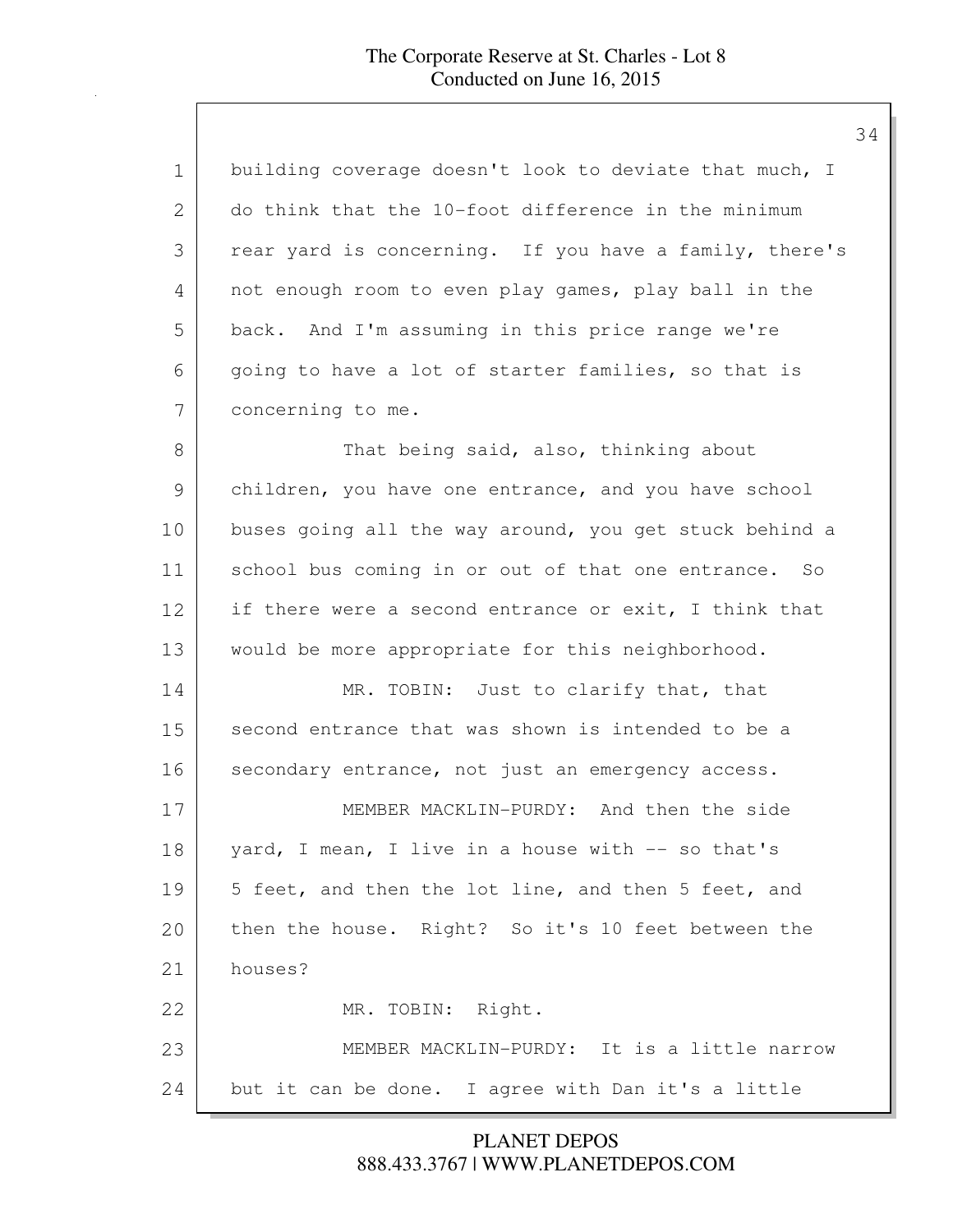building coverage doesn't look to deviate that much, I do think that the 10-foot difference in the minimum rear yard is concerning. If you have a family, there's not enough room to even play games, play ball in the back. And I'm assuming in this price range we're going to have a lot of starter families, so that is concerning to me.

That being said, also, thinking about children, you have one entrance, and you have school buses going all the way around, you get stuck behind a school bus coming in or out of that one entrance. So if there were a second entrance or exit, I think that would be more appropriate for this neighborhood.

MR. TOBIN: Just to clarify that, that second entrance that was shown is intended to be a secondary entrance, not just an emergency access.

MEMBER MACKLIN-PURDY: And then the side yard, I mean, I live in a house with -- so that's 5 feet, and then the lot line, and then 5 feet, and then the house. Right? So it's 10 feet between the houses?

MR. TOBIN: Right.

MEMBER MACKLIN-PURDY: It is a little narrow but it can be done. I agree with Dan it's a little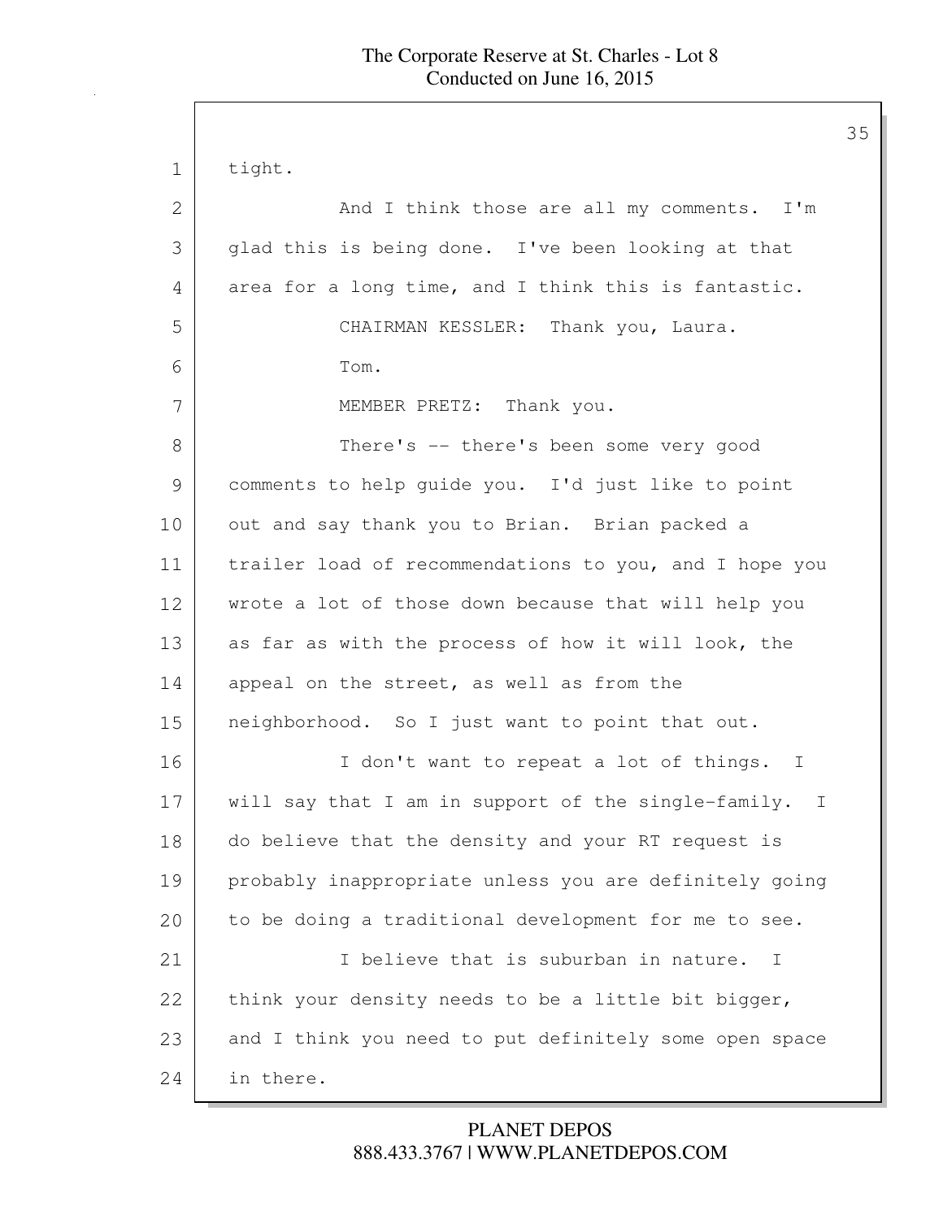tight.

And I think those are all my comments. I'm glad this is being done. I've been looking at that area for a long time, and I think this is fantastic.

CHAIRMAN KESSLER: Thank you, Laura.

Tom.

MEMBER PRETZ: Thank you.

There's -- there's been some very good comments to help guide you. I'd just like to point out and say thank you to Brian. Brian packed a trailer load of recommendations to you, and I hope you wrote a lot of those down because that will help you as far as with the process of how it will look, the appeal on the street, as well as from the neighborhood. So I just want to point that out.

I don't want to repeat a lot of things. I will say that I am in support of the single-family. I do believe that the density and your RT request is probably inappropriate unless you are definitely going to be doing a traditional development for me to see.

I believe that is suburban in nature. I think your density needs to be a little bit bigger, and I think you need to put definitely some open space in there.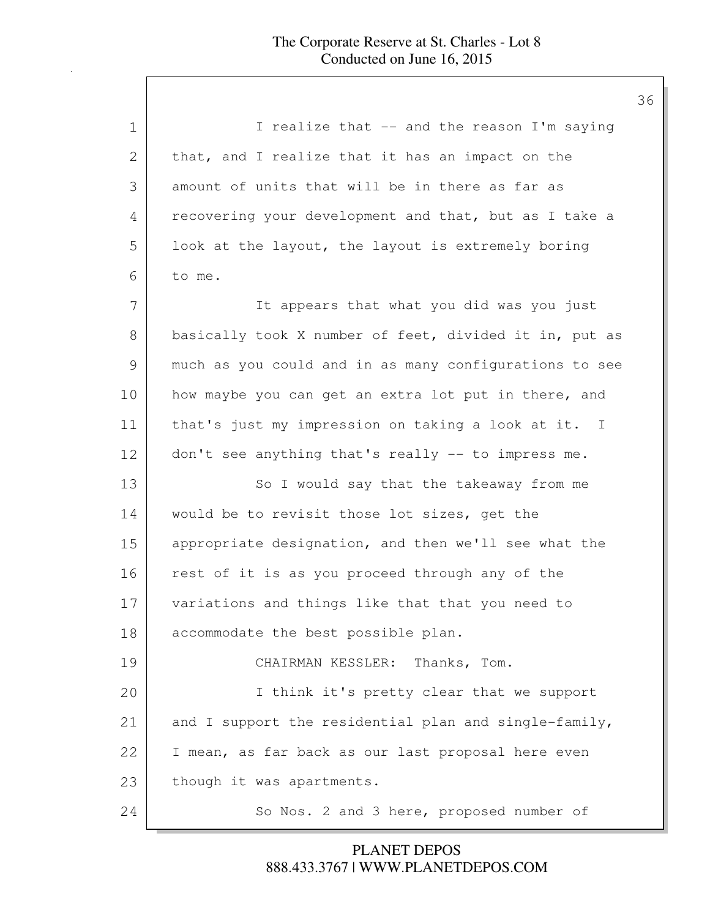I realize that -- and the reason I'm saying that, and I realize that it has an impact on the amount of units that will be in there as far as recovering your development and that, but as I take a look at the layout, the layout is extremely boring to me.

It appears that what you did was you just basically took X number of feet, divided it in, put as much as you could and in as many configurations to see how maybe you can get an extra lot put in there, and that's just my impression on taking a look at it. I don't see anything that's really -- to impress me.

So I would say that the takeaway from me would be to revisit those lot sizes, get the appropriate designation, and then we'll see what the rest of it is as you proceed through any of the variations and things like that that you need to accommodate the best possible plan.

CHAIRMAN KESSLER: Thanks, Tom.

I think it's pretty clear that we support and I support the residential plan and single-family, I mean, as far back as our last proposal here even though it was apartments.

So Nos. 2 and 3 here, proposed number of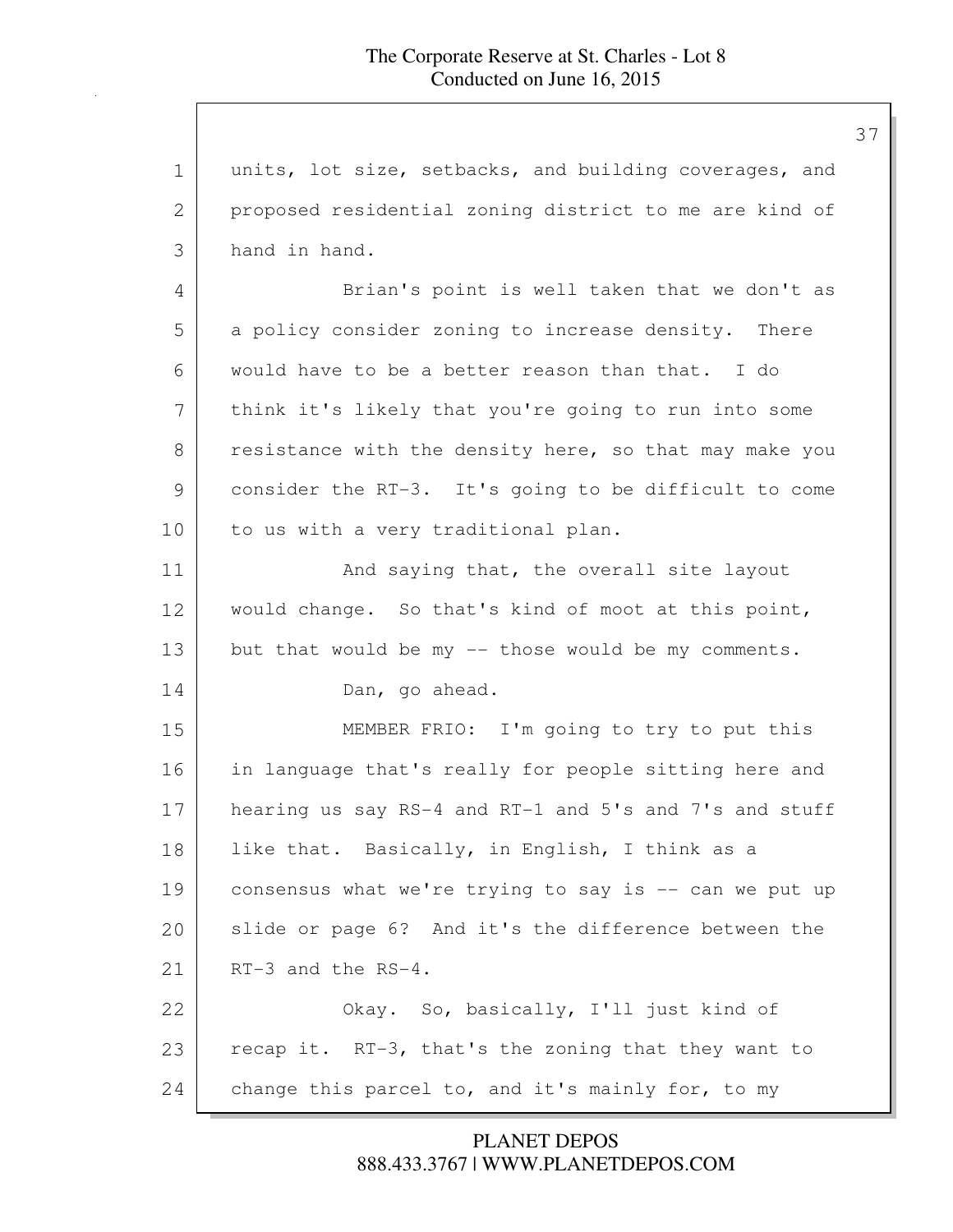units, lot size, setbacks, and building coverages, and proposed residential zoning district to me are kind of hand in hand.

Brian's point is well taken that we don't as a policy consider zoning to increase density. There would have to be a better reason than that. I do think it's likely that you're going to run into some resistance with the density here, so that may make you consider the RT-3. It's going to be difficult to come to us with a very traditional plan.

And saying that, the overall site layout would change. So that's kind of moot at this point, but that would be my -- those would be my comments.

Dan, go ahead.

MEMBER FRIO: I'm going to try to put this in language that's really for people sitting here and hearing us say RS-4 and RT-1 and 5's and 7's and stuff like that. Basically, in English, I think as a consensus what we're trying to say is -- can we put up slide or page 6? And it's the difference between the RT-3 and the RS-4.

Okay. So, basically, I'll just kind of recap it. RT-3, that's the zoning that they want to change this parcel to, and it's mainly for, to my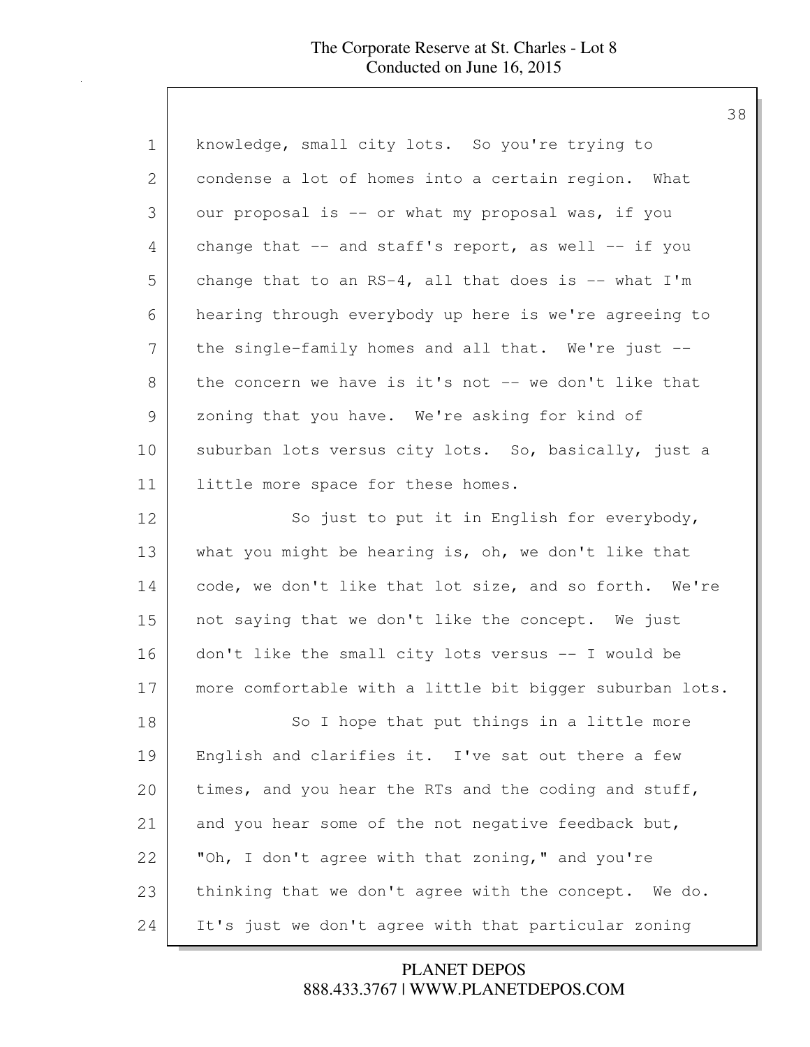knowledge, small city lots. So you're trying to condense a lot of homes into a certain region. What our proposal is -- or what my proposal was, if you change that -- and staff's report, as well -- if you change that to an RS-4, all that does is -- what I'm hearing through everybody up here is we're agreeing to the single-family homes and all that. We're just -- the concern we have is it's not -- we don't like that zoning that you have. We're asking for kind of suburban lots versus city lots. So, basically, just a little more space for these homes.

So just to put it in English for everybody, what you might be hearing is, oh, we don't like that code, we don't like that lot size, and so forth. We're not saying that we don't like the concept. We just don't like the small city lots versus -- I would be more comfortable with a little bit bigger suburban lots.

So I hope that put things in a little more English and clarifies it. I've sat out there a few times, and you hear the RTs and the coding and stuff, and you hear some of the not negative feedback but, "Oh, I don't agree with that zoning," and you're thinking that we don't agree with the concept. We do. It's just we don't agree with that particular zoning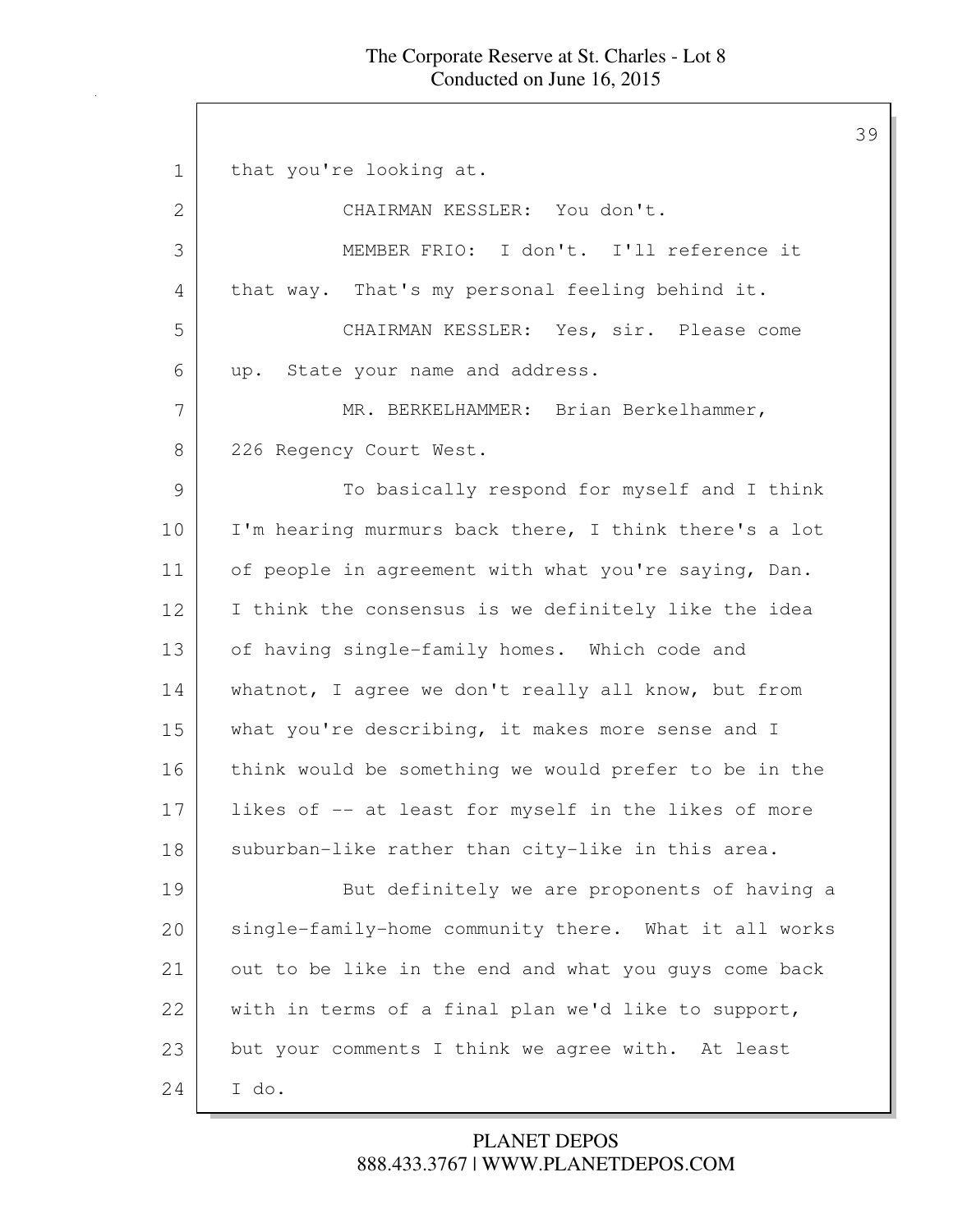that you're looking at.

CHAIRMAN KESSLER: You don't.

MEMBER FRIO: I don't. I'll reference it that way. That's my personal feeling behind it.

CHAIRMAN KESSLER: Yes, sir. Please come up. State your name and address.

MR. BERKELHAMMER: Brian Berkelhammer, 226 Regency Court West.

To basically respond for myself and I think I'm hearing murmurs back there, I think there's a lot of people in agreement with what you're saying, Dan. I think the consensus is we definitely like the idea of having single-family homes. Which code and whatnot, I agree we don't really all know, but from what you're describing, it makes more sense and I think would be something we would prefer to be in the likes of -- at least for myself in the likes of more suburban-like rather than city-like in this area.

But definitely we are proponents of having a single-family-home community there. What it all works out to be like in the end and what you guys come back with in terms of a final plan we'd like to support, but your comments I think we agree with. At least I do.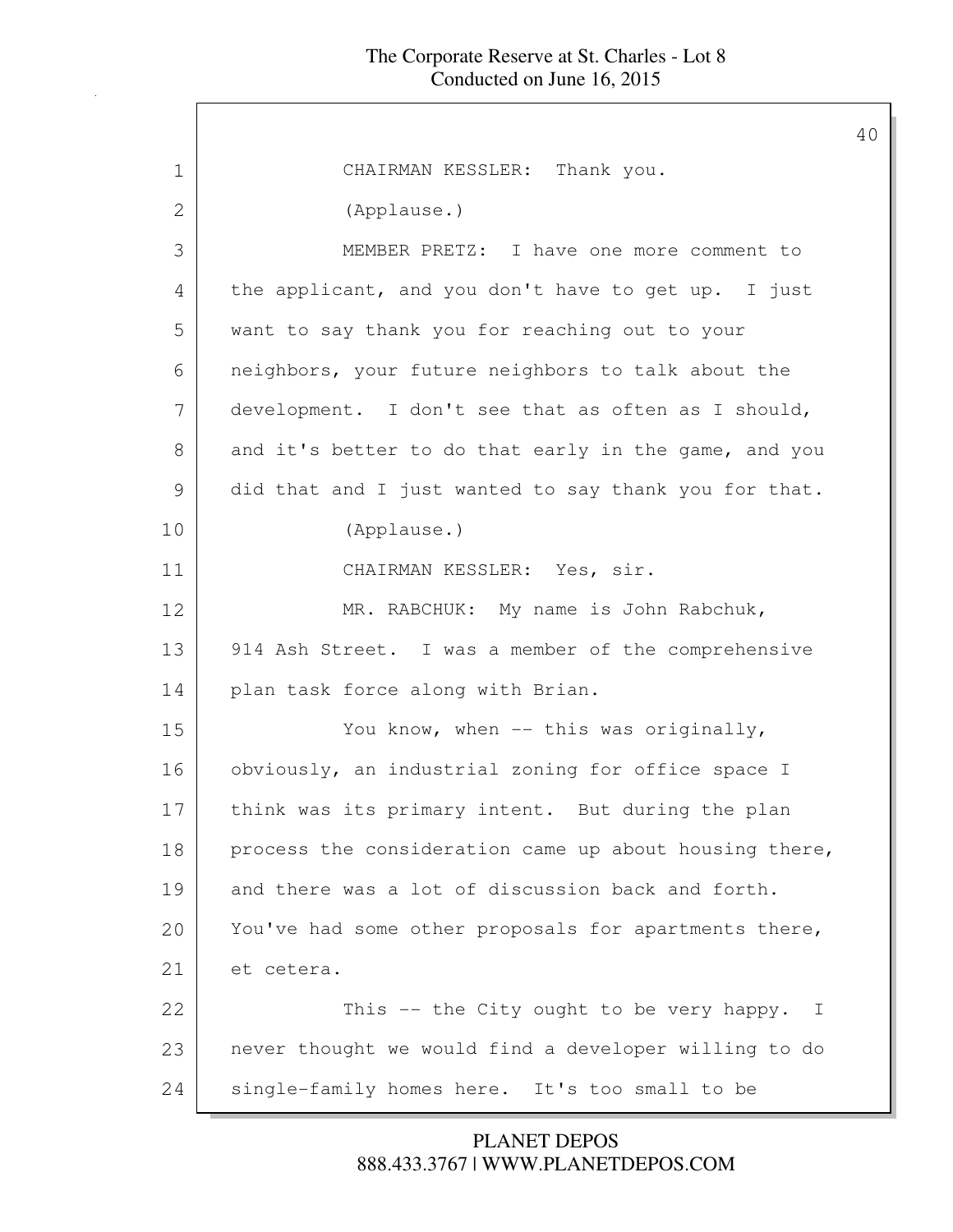CHAIRMAN KESSLER: Thank you.

(Applause.)

MEMBER PRETZ: I have one more comment to the applicant, and you don't have to get up. I just want to say thank you for reaching out to your neighbors, your future neighbors to talk about the development. I don't see that as often as I should, and it's better to do that early in the game, and you did that and I just wanted to say thank you for that.

(Applause.)

CHAIRMAN KESSLER: Yes, sir.

MR. RABCHUK: My name is John Rabchuk, 914 Ash Street. I was a member of the comprehensive plan task force along with Brian.

You know, when -- this was originally, obviously, an industrial zoning for office space I think was its primary intent. But during the plan process the consideration came up about housing there, and there was a lot of discussion back and forth. You've had some other proposals for apartments there, et cetera.

This -- the City ought to be very happy. I never thought we would find a developer willing to do single-family homes here. It's too small to be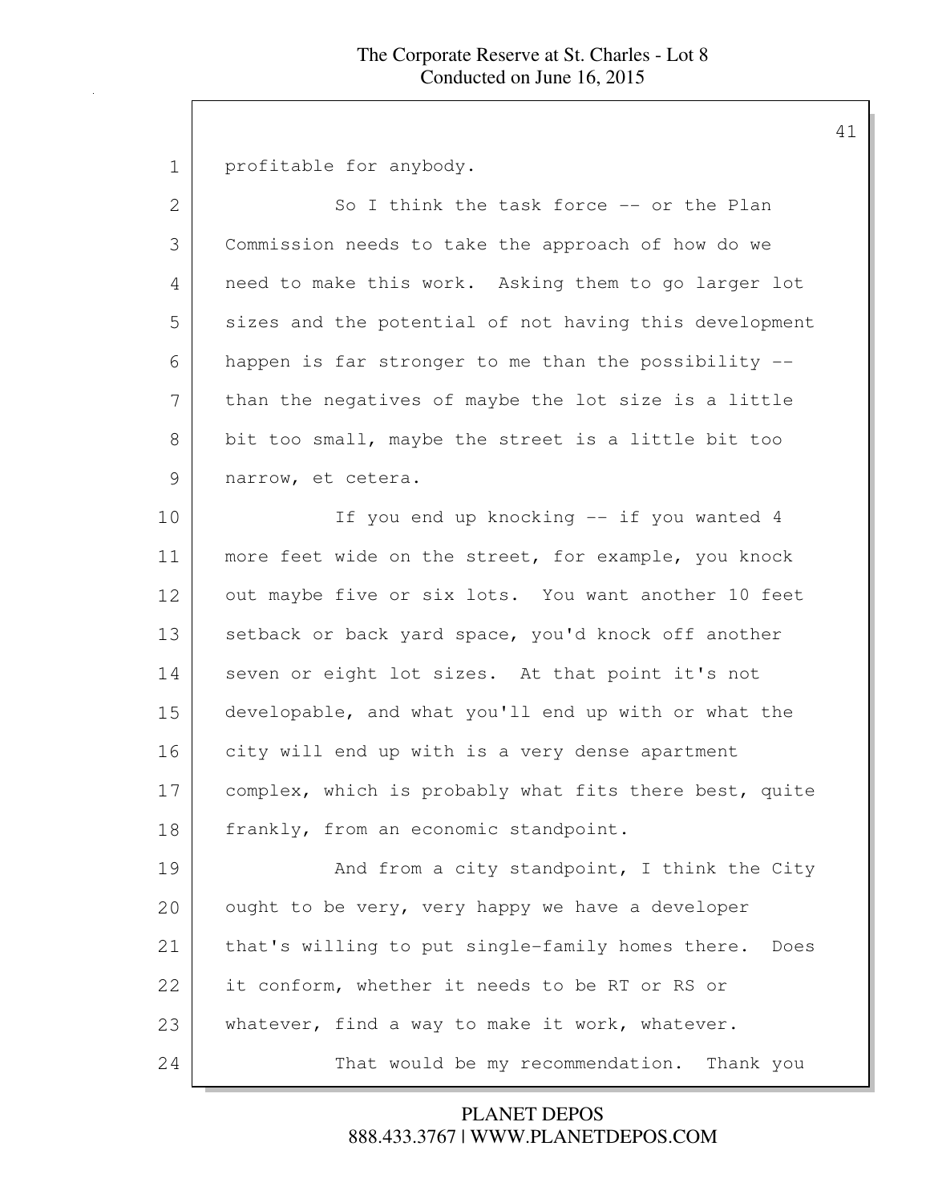profitable for anybody.

So I think the task force -- or the Plan Commission needs to take the approach of how do we need to make this work. Asking them to go larger lot sizes and the potential of not having this development happen is far stronger to me than the possibility -- than the negatives of maybe the lot size is a little bit too small, maybe the street is a little bit too narrow, et cetera.

If you end up knocking -- if you wanted 4 more feet wide on the street, for example, you knock out maybe five or six lots. You want another 10 feet setback or back yard space, you'd knock off another seven or eight lot sizes. At that point it's not developable, and what you'll end up with or what the city will end up with is a very dense apartment complex, which is probably what fits there best, quite frankly, from an economic standpoint.

And from a city standpoint, I think the City ought to be very, very happy we have a developer that's willing to put single-family homes there. Does it conform, whether it needs to be RT or RS or whatever, find a way to make it work, whatever.

That would be my recommendation. Thank you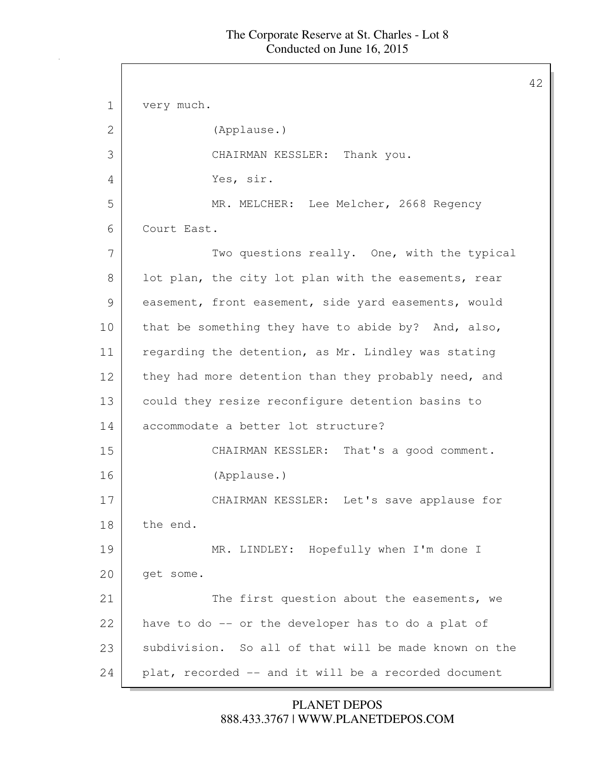very much.

(Applause.)

CHAIRMAN KESSLER: Thank you.

Yes, sir.

MR. MELCHER: Lee Melcher, 2668 Regency Court East.

Two questions really. One, with the typical lot plan, the city lot plan with the easements, rear easement, front easement, side yard easements, would that be something they have to abide by? And, also, regarding the detention, as Mr. Lindley was stating they had more detention than they probably need, and could they resize reconfigure detention basins to accommodate a better lot structure?

CHAIRMAN KESSLER: That's a good comment.

(Applause.)

CHAIRMAN KESSLER: Let's save applause for the end.

MR. LINDLEY: Hopefully when I'm done I get some.

The first question about the easements, we have to do -- or the developer has to do a plat of subdivision. So all of that will be made known on the plat, recorded -- and it will be a recorded document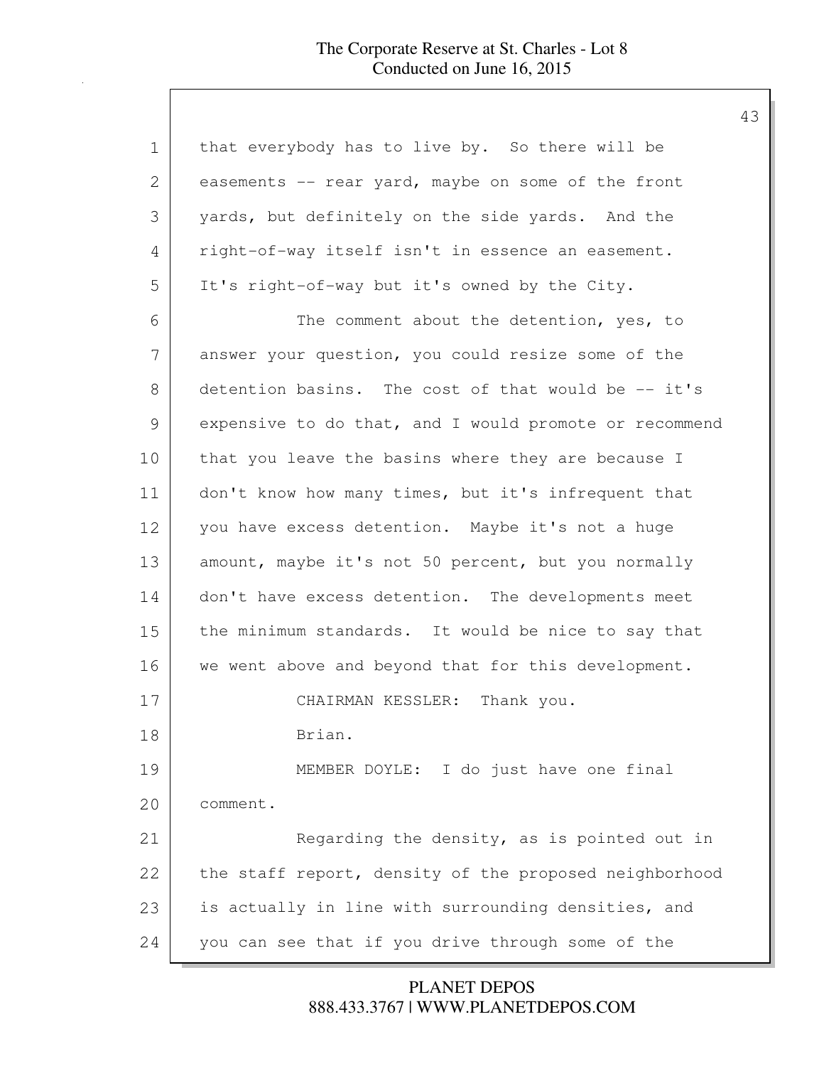that everybody has to live by. So there will be easements -- rear yard, maybe on some of the front yards, but definitely on the side yards. And the right-of-way itself isn't in essence an easement. It's right-of-way but it's owned by the City.

The comment about the detention, yes, to answer your question, you could resize some of the detention basins. The cost of that would be -- it's expensive to do that, and I would promote or recommend that you leave the basins where they are because I don't know how many times, but it's infrequent that you have excess detention. Maybe it's not a huge amount, maybe it's not 50 percent, but you normally don't have excess detention. The developments meet the minimum standards. It would be nice to say that we went above and beyond that for this development.

CHAIRMAN KESSLER: Thank you.

Brian.

MEMBER DOYLE: I do just have one final comment.

Regarding the density, as is pointed out in the staff report, density of the proposed neighborhood is actually in line with surrounding densities, and you can see that if you drive through some of the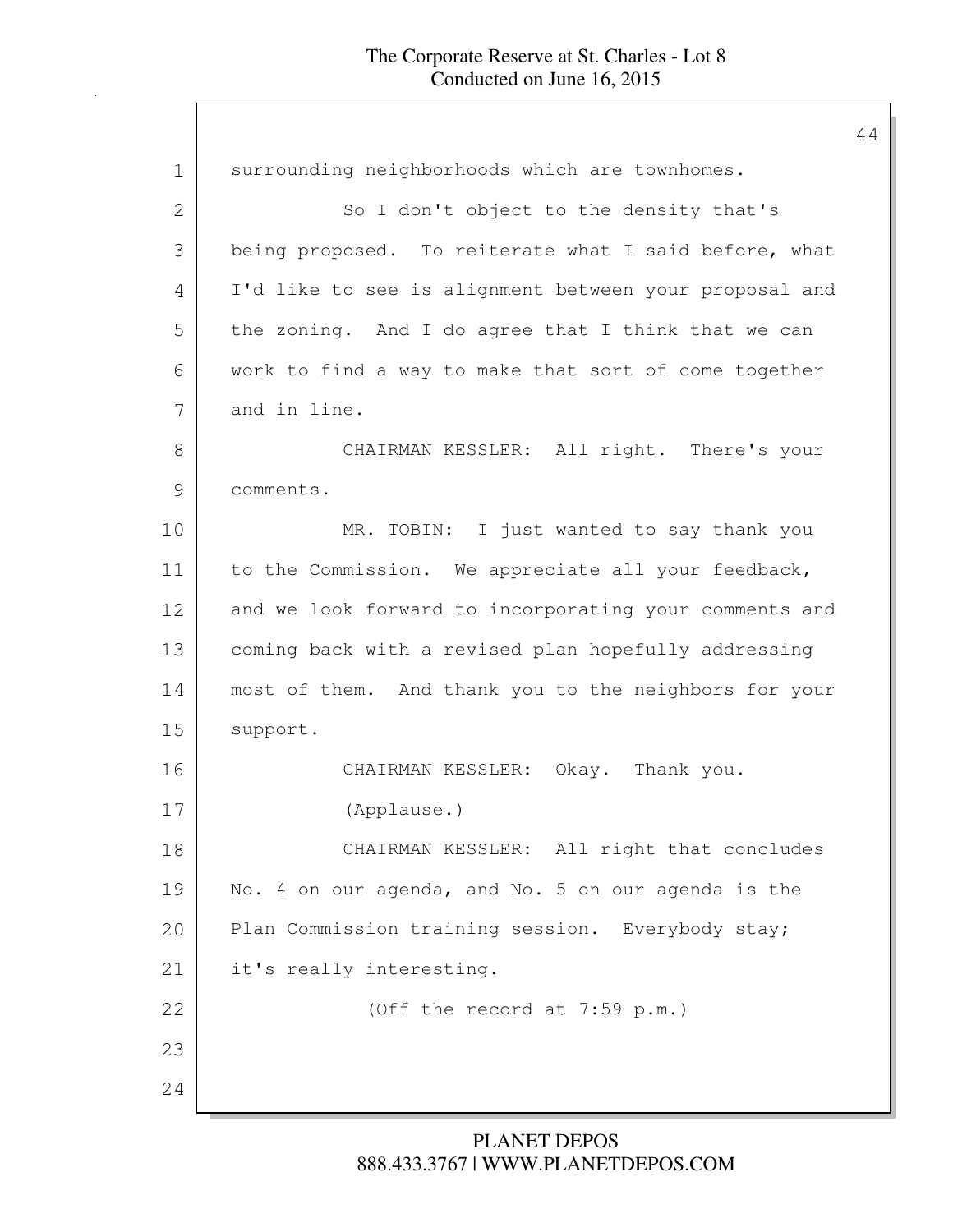surrounding neighborhoods which are townhomes.

So I don't object to the density that's being proposed. To reiterate what I said before, what I'd like to see is alignment between your proposal and the zoning. And I do agree that I think that we can work to find a way to make that sort of come together and in line.

CHAIRMAN KESSLER: All right. There's your comments.

MR. TOBIN: I just wanted to say thank you to the Commission. We appreciate all your feedback, and we look forward to incorporating your comments and coming back with a revised plan hopefully addressing most of them. And thank you to the neighbors for your support.

CHAIRMAN KESSLER: Okay. Thank you.

(Applause.)

CHAIRMAN KESSLER: All right that concludes No. 4 on our agenda, and No. 5 on our agenda is the Plan Commission training session. Everybody stay; it's really interesting.

(Off the record at 7:59 p.m.)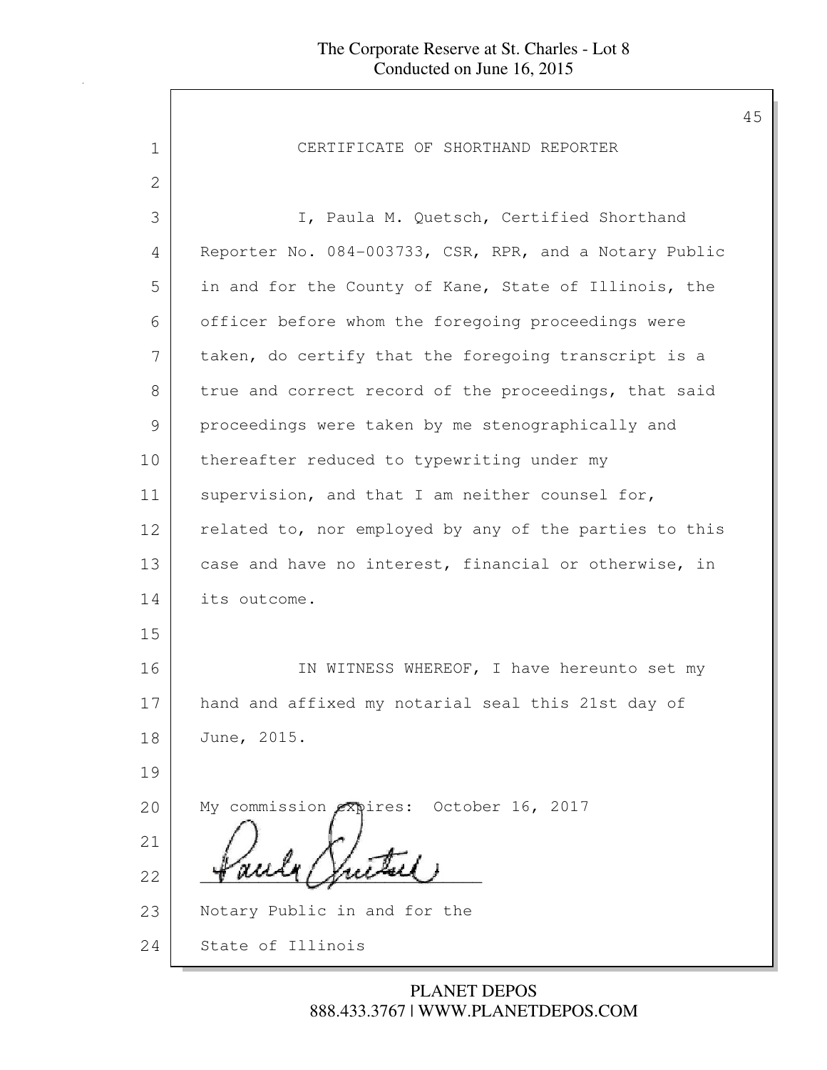CERTIFICATE OF SHORTHAND REPORTER

I, Paula M. Quetsch, Certified Shorthand Reporter No. 084-003733, CSR, RPR, and a Notary Public in and for the County of Kane, State of Illinois, the officer before whom the foregoing proceedings were taken, do certify that the foregoing transcript is a true and correct record of the proceedings, that said proceedings were taken by me stenographically and thereafter reduced to typewriting under my supervision, and that I am neither counsel for, related to, nor employed by any of the parties to this case and have no interest, financial or otherwise, in its outcome.

IN WITNESS WHEREOF, I have hereunto set my hand and affixed my notarial seal this 21st day of June, 2015.

My commission expires: October 16, 2017

Paula Quetsch

\_\_\_\_\_\_\_\_\_\_\_\_\_\_\_\_\_\_\_\_\_\_\_\_\_\_\_\_

Notary Public in and for the

State of Illinois